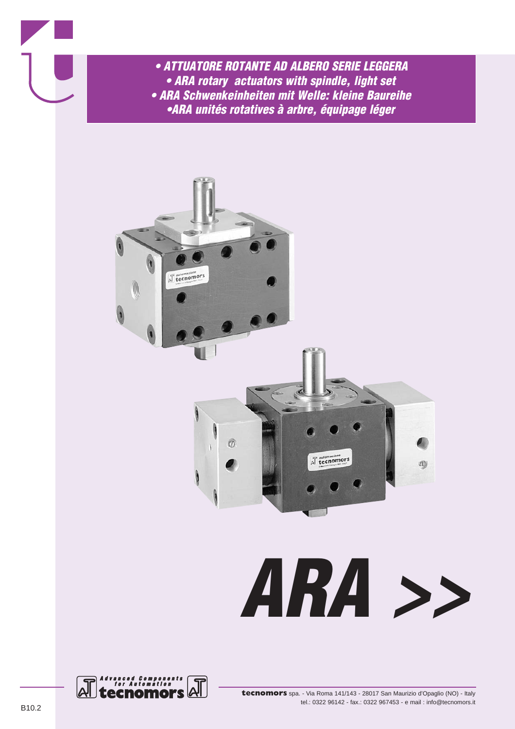# • ATTUATORE ROTANTE AD ALBERO SERIE LEGGERA
# • ARA rotary actuators with spindle, light set
# • ARA Schwenkeinheiten mit Welle: kleine Baureihe
# •ARA unités rotatives à arbre, équipage léger

# ARA >>

Advanced Components for Automation
tecnomors

**tecnomors** spa. - Via Roma 141/143 - 28017 San Maurizio d'Opaglio (NO) - Italy
tel.: 0322 96142 - fax.: 0322 967453 - e mail : info@tecnomors.it

B10.2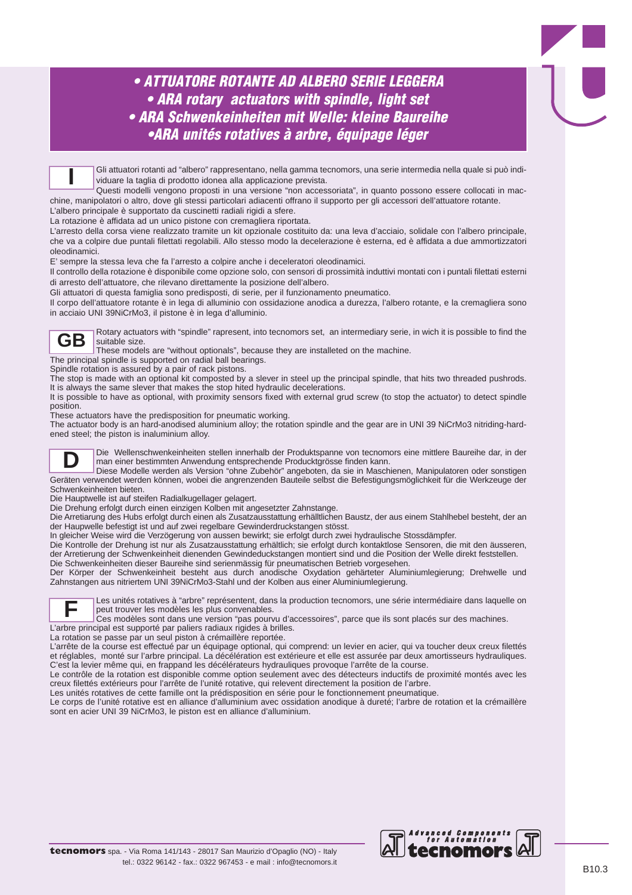# • ATTUATORE ROTANTE AD ALBERO SERIE LEGGERA
# • ARA rotary actuators with spindle, light set
# • ARA Schwenkeinheiten mit Welle: kleine Baureihe
# •ARA unités rotatives à arbre, équipage léger

**I**

Gli attuatori rotanti ad "albero" rappresentano, nella gamma tecnomors, una serie intermedia nella quale si può individuare la taglia di prodotto idonea alla applicazione prevista.

Questi modelli vengono proposti in una versione "non accessoriata", in quanto possono essere collocati in macchine, manipolatori o altro, dove gli stessi particolari adiacenti offrano il supporto per gli accessori dell'attuatore rotante.

L'albero principale è supportato da cuscinetti radiali rigidi a sfere.

La rotazione è affidata ad un unico pistone con cremagliera riportata.

L'arresto della corsa viene realizzato tramite un kit opzionale costituito da: una leva d'acciaio, solidale con l'albero principale, che va a colpire due puntali filettati regolabili. Allo stesso modo la decelerazione è esterna, ed è affidata a due ammortizzatori oleodinamici.

E' sempre la stessa leva che fa l'arresto a colpire anche i deceleratori oleodinamici.

Il controllo della rotazione è disponibile come opzione solo, con sensori di prossimità induttivi montati con i puntali filettati esterni di arresto dell'attuatore, che rilevano direttamente la posizione dell'albero.

Gli attuatori di questa famiglia sono predisposti, di serie, per il funzionamento pneumatico.

Il corpo dell'attuatore rotante è in lega di alluminio con ossidazione anodica a durezza, l'albero rotante, e la cremagliera sono in acciaio UNI 39NiCrMo3, il pistone è in lega d'alluminio.

**GB**

Rotary actuators with "spindle" rapresent, into tecnomors set, an intermediary serie, in wich it is possible to find the suitable size.

These models are "without optionals", because they are installeted on the machine.

The principal spindle is supported on radial ball bearings.

Spindle rotation is assured by a pair of rack pistons.

The stop is made with an optional kit compostod by a slever in steel up the principal spindle, that hits two threaded pushrods. It is always the same slever that makes the stop hited hydraulic decelerations.

It is possible to have as optional, with proximity sensors fixed with external grud screw (to stop the actuator) to detect spindle position.

These actuators have the predisposition for pneumatic working.

The actuator body is an hard-anodised aluminium alloy; the rotation spindle and the gear are in UNI 39 NiCrMo3 nitriding-hardened steel; the piston is inaluminium alloy.

**D**

Die Wellenschwenkeinheiten stellen innerhalb der Produktspanne von tecnomors eine mittlere Baureihe dar, in der man einer bestimmten Anwendung entsprechende Producktgrösse finden kann.

Diese Modelle werden als Version "ohne Zubehör" angeboten, da sie in Maschienen, Manipulatoren oder sonstigen Geräten verwendet werden können, wobei die angrenzenden Bauteile selbst die Befestigungsmöglichkeit für die Werkzeuge der Schwenkeinheiten bieten.

Die Hauptwelle ist auf steifen Radialkugellager gelagert.

Die Drehung erfolgt durch einen einzigen Kolben mit angesetzter Zahnstange.

Die Arretiarung des Hubs erfolgt durch einen als Zusatzausstattung erhälltlichen Baustz, der aus einem Stahlhebel besteht, der an der Haupwelle befestigt ist und auf zwei regelbare Gewinderdruckstangen stösst.

In gleicher Weise wird die Verzögerung von aussen bewirkt; sie erfolgt durch zwei hydraulische Stossdämpfer.

Die Kontrolle der Drehung ist nur als Zusatzausstattung erhältlich; sie erfolgt durch kontaktlose Sensoren, die mit den äusseren, der Arretierung der Schwenkeinheit dienenden Gewindeduckstangen montiert sind und die Position der Welle direkt feststellen.

Die Schwenkeinheiten dieser Baureihe sind serienmässig für pneumatischen Betrieb vorgesehen.

Der Körper der Schwenkeinheit besteht aus durch anodische Oxydation gehärteter Aluminiumlegierung; Drehwelle und Zahnstangen aus nitriertem UNI 39NiCrMo3-Stahl und der Kolben aus einer Aluminiumlegierung.

**F**

Les unités rotatives à "arbre" représentent, dans la production tecnomors, une série intermédiaire dans laquelle on peut trouver les modèles les plus convenables.

Ces modèles sont dans une version "pas pourvu d'accessoires", parce que ils sont placés sur des machines.

L'arbre principal est supporté par paliers radiaux rigides à brilles.

La rotation se passe par un seul piston à crémaillère reportée.

L'arrête de la course est effectué par un équipage optional, qui comprend: un levier en acier, qui va toucher deux creux filettés et réglables, monté sur l'arbre principal. La décélération est extérieure et elle est assurée par deux amortisseurs hydrauliques. C'est la levier même qui, en frappand les décélérateurs hydrauliques provoque l'arrête de la course.

Le contrôle de la rotation est disponible comme option seulement avec des détecteurs inductifs de proximité montés avec les creux filettés extérieurs pour l'arrête de l'unité rotative, qui relevent directement la position de l'arbre.

Les unités rotatives de cette famille ont la prédisposition en série pour le fonctionnement pneumatique.

Le corps de l'unité rotative est en alliance d'alluminium avec ossidation anodique à dureté; l'arbre de rotation et la crémaillère sont en acier UNI 39 NiCrMo3, le piston est en alliance d'alluminium.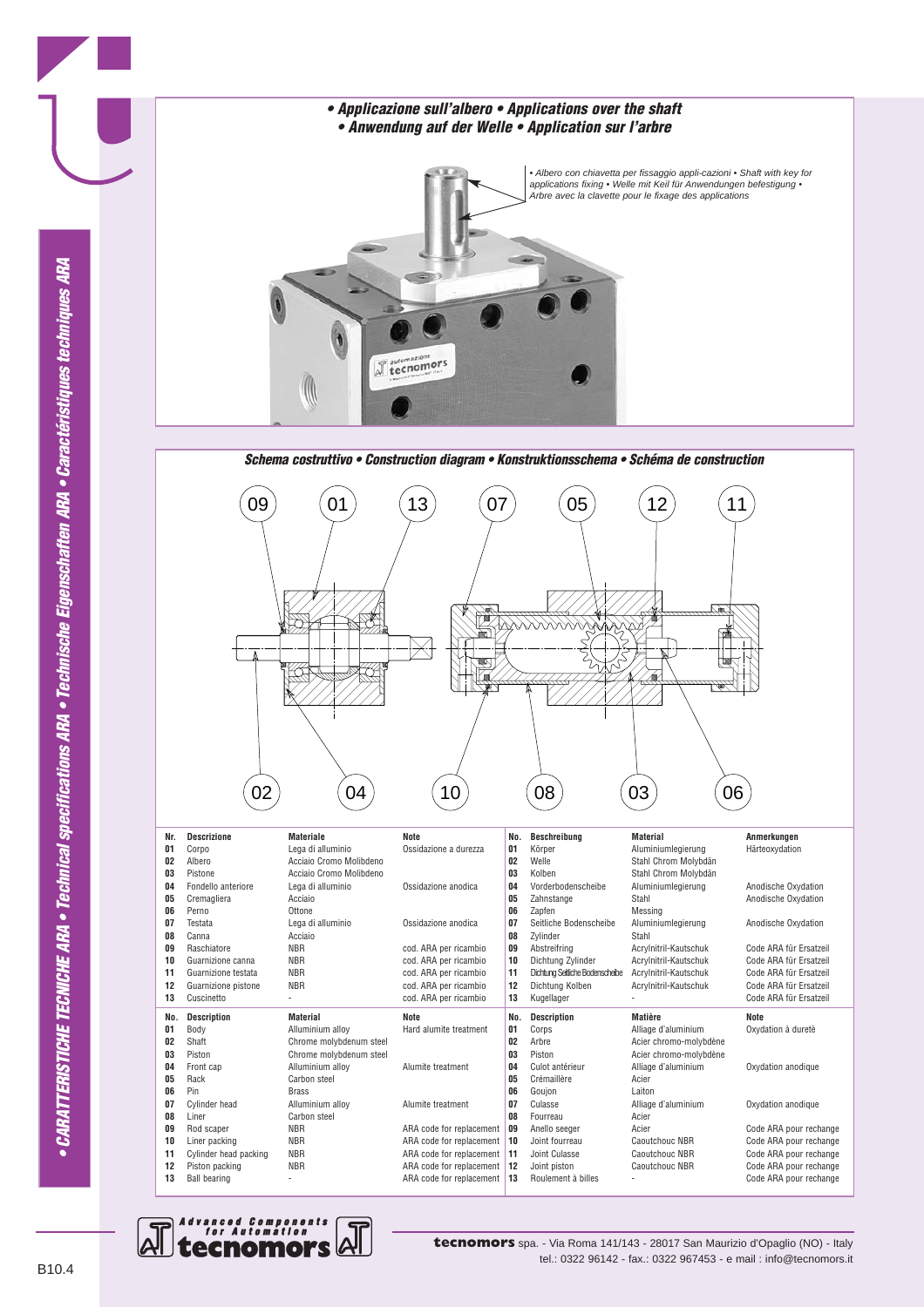## • Applicazione sull'albero • Applications over the shaft • Anwendung auf der Welle • Application sur l'arbre

• Albero con chiavetta per fissaggio appli-cazioni • Shaft with key for applications fixing • Welle mit Keil für Anwendungen befestigung • Arbre avec la clavette pour le fixage des applications

## Schema costruttivo • Construction diagram • Konstruktionsschema • Schéma de construction

| Nr. | Descrizione | Materiale | Note | No. | Beschreibung | Material | Anmerkungen |
|---|---|---|---|---|---|---|---|
| 01 | Corpo | Lega di alluminio | Ossidazione a durezza | 01 | Körper | Aluminiumlegierung | Härteoxydation |
| 02 | Albero | Acciaio Cromo Molibdeno | | 02 | Welle | Stahl Chrom Molybdän | |
| 03 | Pistone | Acciaio Cromo Molibdeno | | 03 | Kolben | Stahl Chrom Molybdän | |
| 04 | Fondello anteriore | Lega di alluminio | Ossidazione anodica | 04 | Vorderbodenscheibe | Aluminiumlegierung | Anodische Oxydation |
| 05 | Cremagliera | Acciaio | | 05 | Zahnstange | Stahl | Anodische Oxydation |
| 06 | Perno | Ottone | | 06 | Zapfen | Messing | |
| 07 | Testata | Lega di alluminio | Ossidazione anodica | 07 | Seitliche Bodenscheibe | Aluminiumlegierung | Anodische Oxydation |
| 08 | Canna | Acciaio | | 08 | Zylinder | Stahl | |
| 09 | Raschiatore | NBR | cod. ARA per ricambio | 09 | Abstreifring | Acrylnitril-Kautschuk | Code ARA für Ersatzeil |
| 10 | Guarnizione canna | NBR | cod. ARA per ricambio | 10 | Dichtung Zylinder | Acrylnitril-Kautschuk | Code ARA für Ersatzeil |
| 11 | Guarnizione testata | NBR | cod. ARA per ricambio | 11 | Dichtung Seitliche Bodenscheibe | Acrylnitril-Kautschuk | Code ARA für Ersatzeil |
| 12 | Guarnizione pistone | NBR | cod. ARA per ricambio | 12 | Dichtung Kolben | Acrylnitril-Kautschuk | Code ARA für Ersatzeil |
| 13 | Cuscinetto | - | cod. ARA per ricambio | 13 | Kugellager | - | Code ARA für Ersatzeil |

| No. | Description | Material | Note | No. | Description | Matière | Note |
|---|---|---|---|---|---|---|---|
| 01 | Body | Alluminium alloy | Hard alumite treatment | 01 | Corps | Alliage d'aluminium | Oxydation à duretè |
| 02 | Shaft | Chrome molybdenum steel | | 02 | Arbre | Acier chromo-molybdène | |
| 03 | Piston | Chrome molybdenum steel | | 03 | Piston | Acier chromo-molybdène | |
| 04 | Front cap | Alluminium alloy | Alumite treatment | 04 | Culot antérieur | Alliage d'aluminium | Oxydation anodique |
| 05 | Rack | Carbon steel | | 05 | Crémaillère | Acier | |
| 06 | Pin | Brass | | 06 | Goujon | Laiton | |
| 07 | Cylinder head | Alluminium alloy | Alumite treatment | 07 | Culasse | Alliage d'aluminium | Oxydation anodique |
| 08 | Liner | Carbon steel | | 08 | Fourreau | Acier | |
| 09 | Rod scaper | NBR | ARA code for replacement | 09 | Anello seeger | Acier | Code ARA pour rechange |
| 10 | Liner packing | NBR | ARA code for replacement | 10 | Joint fourreau | Caoutchouc NBR | Code ARA pour rechange |
| 11 | Cylinder head packing | NBR | ARA code for replacement | 11 | Joint Culasse | Caoutchouc NBR | Code ARA pour rechange |
| 12 | Piston packing | NBR | ARA code for replacement | 12 | Joint piston | Caoutchouc NBR | Code ARA pour rechange |
| 13 | Ball bearing | - | ARA code for replacement | 13 | Roulement à billes | - | Code ARA pour rechange |

**tecnomors** spa. - Via Roma 141/143 - 28017 San Maurizio d'Opaglio (NO) - Italy
tel.: 0322 96142 - fax.: 0322 967453 - e mail : info@tecnomors.it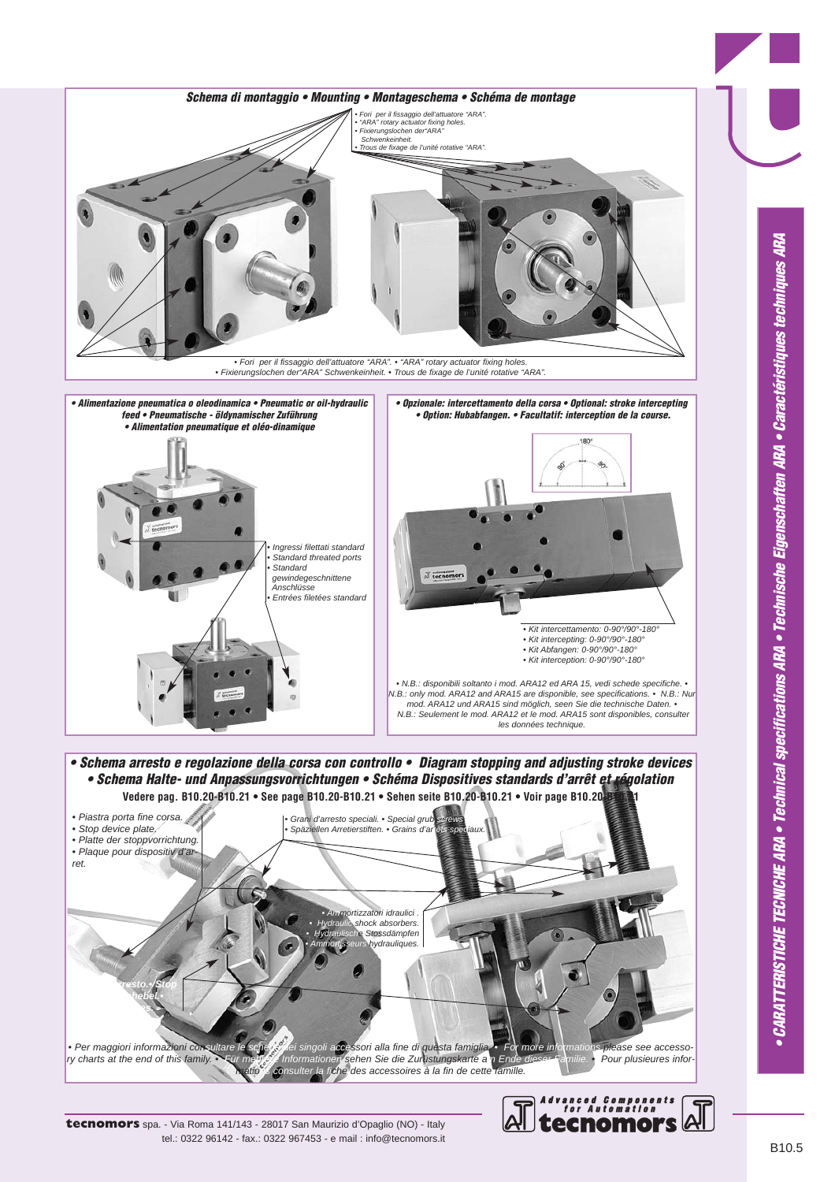## Schema di montaggio • Mounting • Montageschema • Schéma de montage

- Fori per il fissaggio dell'attuatore "ARA".
- "ARA" rotary actuator fixing holes.
- Fixierungslochen der"ARA" Schwenkeinheit.
- Trous de fixage de l'unité rotative "ARA".

• Fori per il fissaggio dell'attuatore "ARA". • "ARA" rotary actuator fixing holes. • Fixierungslochen der"ARA" Schwenkeinheit. • Trous de fixage de l'unité rotative "ARA".

## • Alimentazione pneumatica o oleodinamica • Pneumatic or oil-hydraulic feed • Pneumatische - öldynamischer Zuführung • Alimentation pneumatique et oléo-dinamique

- Ingressi filettati standard
- Standard threated ports
- Standard gewindegeschnittene Anschlüsse
- Entrées filetées standard

## • Opzionale: intercettamento della corsa • Optional: stroke intercepting • Option: Hubabfangen. • Facultatif: interception de la course.

180°

90° 90°

- Kit intercettamento: 0-90°/90°-180°
- Kit intercepting: 0-90°/90°-180°
- Kit Abfangen: 0-90°/90°-180°
- Kit interception: 0-90°/90°-180°

• N.B.: disponibili soltanto i mod. ARA12 ed ARA 15, vedi schede specifiche. • N.B.: only mod. ARA12 and ARA15 are disponible, see specifications. • N.B.: Nur mod. ARA12 und ARA15 sind möglich, seen Sie die technische Daten. • N.B.: Seulement le mod. ARA12 et le mod. ARA15 sont disponibles, consulter les données technique.

## • Schema arresto e regolazione della corsa con controllo • Diagram stopping and adjusting stroke devices • Schema Halte- und Anpassungsvorrichtungen • Schéma Dispositives standards d'arrêt et régolation

**Vedere pag. B10.20-B10.21 • See page B10.20-B10.21 • Sehen seite B10.20-B10.21 • Voir page B10.20-B10.21**

- Piastra porta fine corsa.
- Stop device plate.
- Platte der stoppvorrichtung.
- Plaque pour dispositiv d'arret.

• Grani d'arresto speciali. • Special grub screws • Späziellen Arretierstiften. • Grains d'arrêts speciaux.

- Ammortizzatori idraulici .
- Hydraulic shock absorbers.
- Hydraulische Stossdämpfen
- Ammortisseurs hydrauliques.

...resto. • Stop ...hebel. • ...es.

• Per maggiori informazioni consultare le schede dei singoli accessori alla fine di questa famiglia. • For more informations please see accessory charts at the end of this family. • Für mehrere Informationen sehen Sie die Zurüstungskarte am Ende dieser Familie. • Pour plusieures informations consulter la fiche des accessoires à la fin de cette famille.

**• CARATTERISTICHE TECNICHE ARA • Technical specifications ARA • Technische Eigenschaften ARA • Caractéristiques techniques ARA**

**tecnomors** spa. - Via Roma 141/143 - 28017 San Maurizio d'Opaglio (NO) - Italy
tel.: 0322 96142 - fax.: 0322 967453 - e mail : info@tecnomors.it

Advanced Components for Automation tecnomors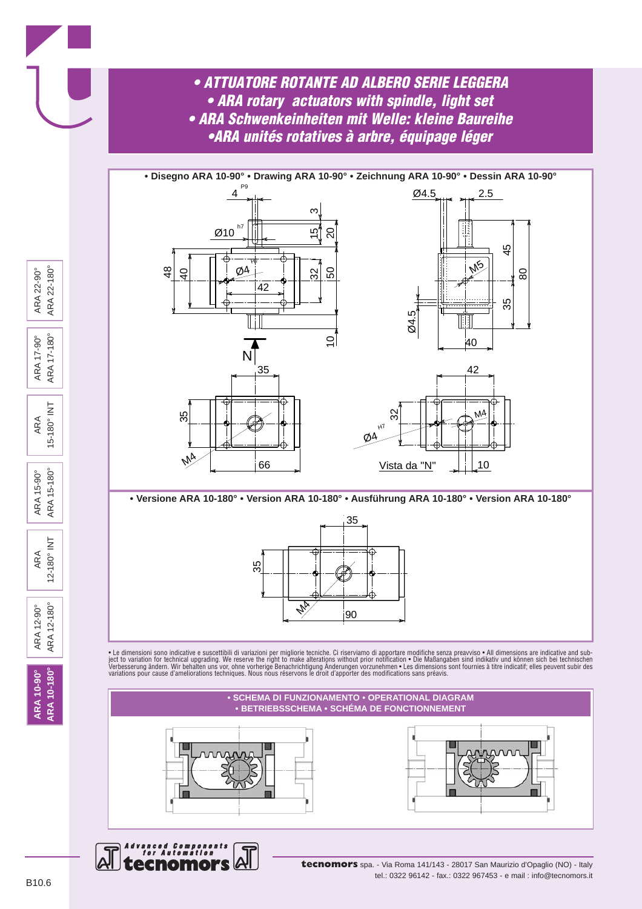# • ATTUATORE ROTANTE AD ALBERO SERIE LEGGERA
# • ARA rotary actuators with spindle, light set
# • ARA Schwenkeinheiten mit Welle: kleine Baureihe
# •ARA unités rotatives à arbre, équipage léger

## • Disegno ARA 10-90° • Drawing ARA 10-90° • Zeichnung ARA 10-90° • Dessin ARA 10-90°

Vista da "N"

## • Versione ARA 10-180° • Version ARA 10-180° • Ausführung ARA 10-180° • Version ARA 10-180°

• Le dimensioni sono indicative e suscettibili di variazioni per migliorie tecniche. Ci riserviamo di apportare modifiche senza preavviso • All dimensions are indicative and subject to variation for technical upgrading. We reserve the right to make alterations without prior notification • Die Maßangaben sind indikativ und können sich bei technischen Verbesserung ändern. Wir behalten uns vor, ohne vorherige Benachrichtigung Änderungen vorzunehmen • Les dimensions sont fournies à titre indicatif; elles peuvent subir des variations pour cause d'ameliorations techniques. Nous nous réservons le droit d'apporter des modifications sans préavis.

## • SCHEMA DI FUNZIONAMENTO • OPERATIONAL DIAGRAM • BETRIEBSSCHEMA • SCHÉMA DE FONCTIONNEMENT

Advanced Components for Automation — tecnomors

**tecnomors** spa. - Via Roma 141/143 - 28017 San Maurizio d'Opaglio (NO) - Italy
tel.: 0322 96142 - fax.: 0322 967453 - e mail : info@tecnomors.it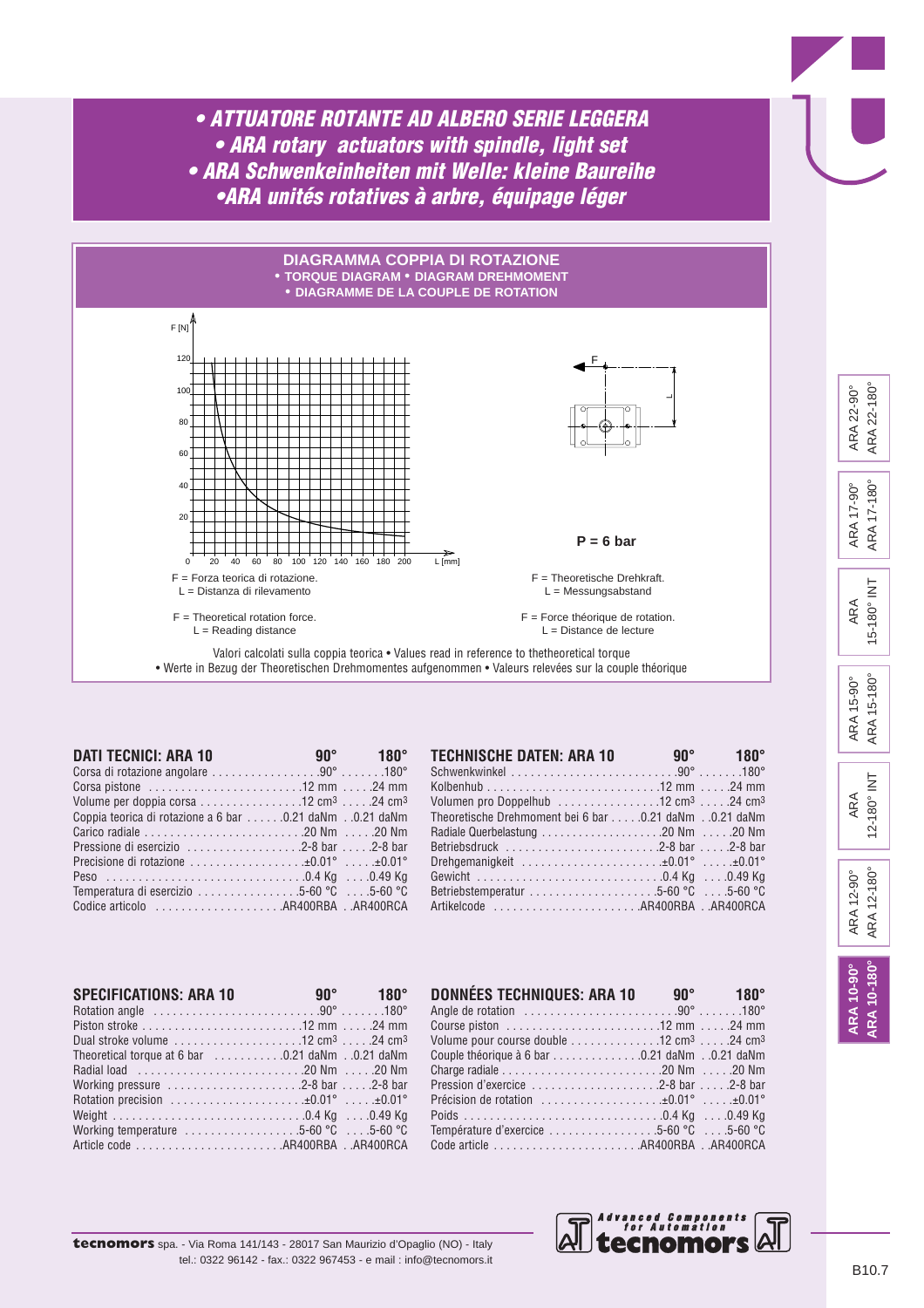# • ATTUATORE ROTANTE AD ALBERO SERIE LEGGERA
# • ARA rotary actuators with spindle, light set
# • ARA Schwenkeinheiten mit Welle: kleine Baureihe
# •ARA unités rotatives à arbre, équipage léger

## DIAGRAMMA COPPIA DI ROTAZIONE
**• TORQUE DIAGRAM • DIAGRAM DREHMOMENT**
**• DIAGRAMME DE LA COUPLE DE ROTATION**

**P = 6 bar**

F = Forza teorica di rotazione.
L = Distanza di rilevamento

F = Theoretische Drehkraft.
L = Messungsabstand

F = Theoretical rotation force.
L = Reading distance

F = Force théorique de rotation.
L = Distance de lecture

Valori calcolati sulla coppia teorica • Values read in reference to thetheoretical torque
• Werte in Bezug der Theoretischen Drehmomentes aufgenommen • Valeurs relevées sur la couple théorique

| DATI TECNICI: ARA 10 | 90° | 180° |
|---|---|---|
| Corsa di rotazione angolare | 90° | 180° |
| Corsa pistone | 12 mm | 24 mm |
| Volume per doppia corsa | 12 cm³ | 24 cm³ |
| Coppia teorica di rotazione a 6 bar | 0.21 daNm | 0.21 daNm |
| Carico radiale | 20 Nm | 20 Nm |
| Pressione di esercizio | 2-8 bar | 2-8 bar |
| Precisione di rotazione | ±0.01° | ±0.01° |
| Peso | 0.4 Kg | 0.49 Kg |
| Temperatura di esercizio | 5-60 °C | 5-60 °C |
| Codice articolo | AR400RBA | AR400RCA |

| TECHNISCHE DATEN: ARA 10 | 90° | 180° |
|---|---|---|
| Schwenkwinkel | 90° | 180° |
| Kolbenhub | 12 mm | 24 mm |
| Volumen pro Doppelhub | 12 cm³ | 24 cm³ |
| Theoretische Drehmoment bei 6 bar | 0.21 daNm | 0.21 daNm |
| Radiale Querbelastung | 20 Nm | 20 Nm |
| Betriebsdruck | 2-8 bar | 2-8 bar |
| Drehgemanigkeit | ±0.01° | ±0.01° |
| Gewicht | 0.4 Kg | 0.49 Kg |
| Betriebstemperatur | 5-60 °C | 5-60 °C |
| Artikelcode | AR400RBA | AR400RCA |

| SPECIFICATIONS: ARA 10 | 90° | 180° |
|---|---|---|
| Rotation angle | 90° | 180° |
| Piston stroke | 12 mm | 24 mm |
| Dual stroke volume | 12 cm³ | 24 cm³ |
| Theoretical torque at 6 bar | 0.21 daNm | 0.21 daNm |
| Radial load | 20 Nm | 20 Nm |
| Working pressure | 2-8 bar | 2-8 bar |
| Rotation precision | ±0.01° | ±0.01° |
| Weight | 0.4 Kg | 0.49 Kg |
| Working temperature | 5-60 °C | 5-60 °C |
| Article code | AR400RBA | AR400RCA |

| DONNÉES TECHNIQUES: ARA 10 | 90° | 180° |
|---|---|---|
| Angle de rotation | 90° | 180° |
| Course piston | 12 mm | 24 mm |
| Volume pour course double | 12 cm³ | 24 cm³ |
| Couple théorique à 6 bar | 0.21 daNm | 0.21 daNm |
| Charge radiale | 20 Nm | 20 Nm |
| Pression d'exercice | 2-8 bar | 2-8 bar |
| Précision de rotation | ±0.01° | ±0.01° |
| Poids | 0.4 Kg | 0.49 Kg |
| Température d'exercice | 5-60 °C | 5-60 °C |
| Code article | AR400RBA | AR400RCA |

**tecnomors** spa. - Via Roma 141/143 - 28017 San Maurizio d'Opaglio (NO) - Italy
tel.: 0322 96142 - fax.: 0322 967453 - e mail : info@tecnomors.it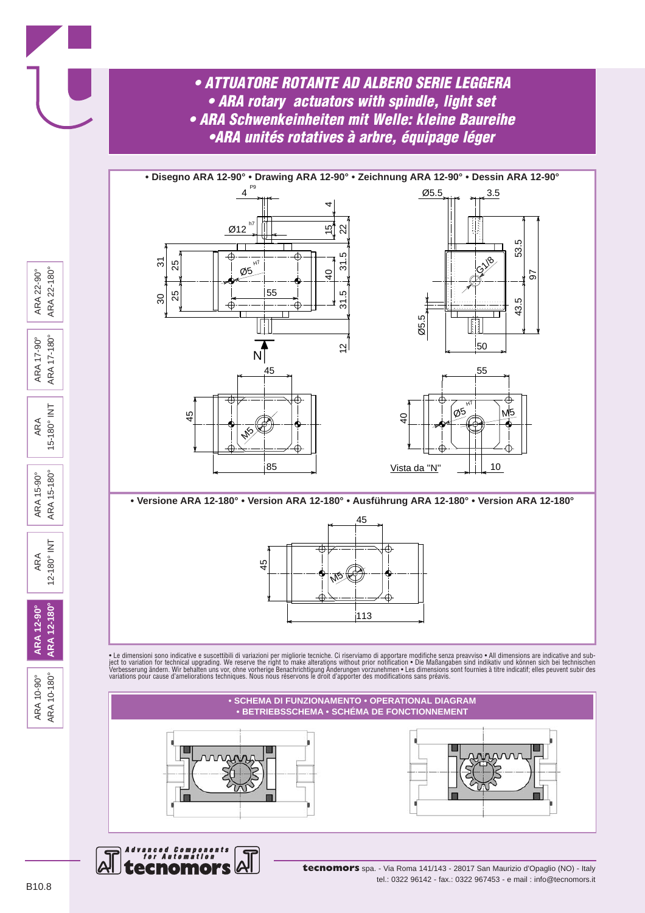# • ATTUATORE ROTANTE AD ALBERO SERIE LEGGERA
# • ARA rotary actuators with spindle, light set
# • ARA Schwenkeinheiten mit Welle: kleine Baureihe
# •ARA unités rotatives à arbre, équipage léger

**• Disegno ARA 12-90° • Drawing ARA 12-90° • Zeichnung ARA 12-90° • Dessin ARA 12-90°**

**• Versione ARA 12-180° • Version ARA 12-180° • Ausführung ARA 12-180° • Version ARA 12-180°**

• Le dimensioni sono indicative e suscettibili di variazioni per migliorie tecniche. Ci riserviamo di apportare modifiche senza preavviso • All dimensions are indicative and subject to variation for technical upgrading. We reserve the right to make alterations without prior notification • Die Maßangaben sind indikativ und können sich bei technischen Verbesserung ändern. Wir behalten uns vor, ohne vorherige Benachrichtigung Änderungen vorzunehmen • Les dimensions sont fournies à titre indicatif; elles peuvent subir des variations pour cause d'ameliorations techniques. Nous nous réservons le droit d'apporter des modifications sans préavis.

**• SCHEMA DI FUNZIONAMENTO • OPERATIONAL DIAGRAM**
**• BETRIEBSSCHEMA • SCHÉMA DE FONCTIONNEMENT**

Advanced Components for Automation – tecnomors

**tecnomors** spa. - Via Roma 141/143 - 28017 San Maurizio d'Opaglio (NO) - Italy
tel.: 0322 96142 - fax.: 0322 967453 - e mail : info@tecnomors.it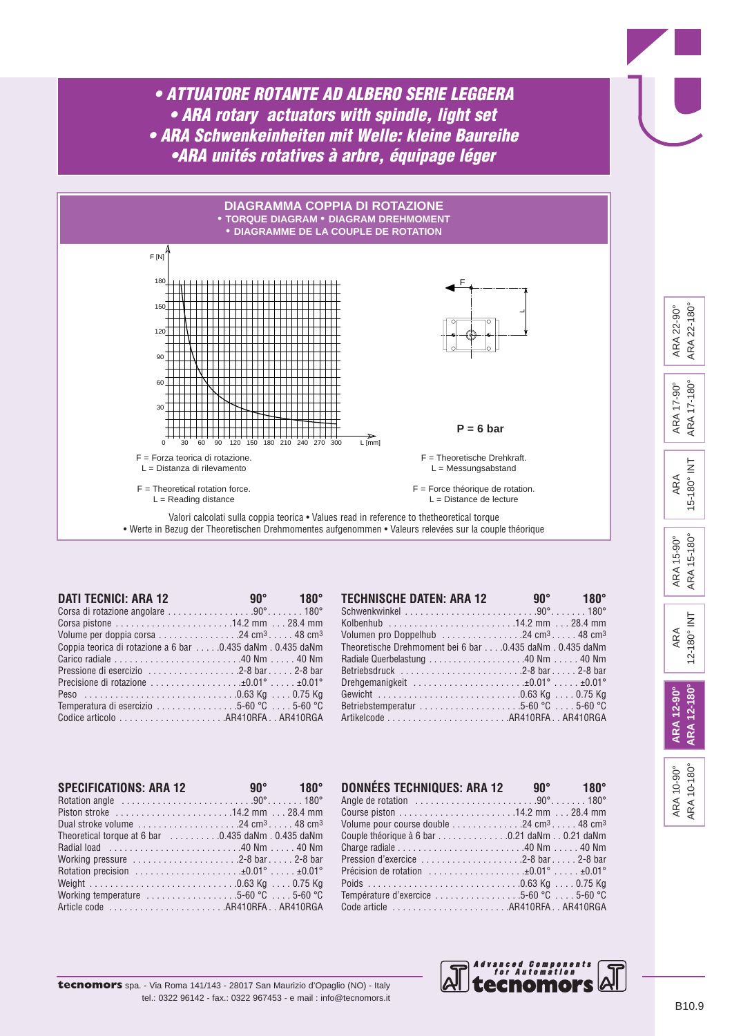# • ATTUATORE ROTANTE AD ALBERO SERIE LEGGERA
# • ARA rotary actuators with spindle, light set
# • ARA Schwenkeinheiten mit Welle: kleine Baureihe
# •ARA unités rotatives à arbre, équipage léger

## DIAGRAMMA COPPIA DI ROTAZIONE
**• TORQUE DIAGRAM • DIAGRAM DREHMOMENT**
**• DIAGRAMME DE LA COUPLE DE ROTATION**

F [N]

180
150
120
90
60
30
0 30 60 90 120 150 180 210 240 270 300 L [mm]

F

L

**P = 6 bar**

F = Forza teorica di rotazione.
L = Distanza di rilevamento

F = Theoretische Drehkraft.
L = Messungsabstand

F = Theoretical rotation force.
L = Reading distance

F = Force théorique de rotation.
L = Distance de lecture

Valori calcolati sulla coppia teorica • Values read in reference to thetheoretical torque
• Werte in Bezug der Theoretischen Drehmomentes aufgenommen • Valeurs relevées sur la couple théorique

| DATI TECNICI: ARA 12 | 90° | 180° |
|---|---|---|
| Corsa di rotazione angolare | 90° | 180° |
| Corsa pistone | 14.2 mm | 28.4 mm |
| Volume per doppia corsa | 24 cm³ | 48 cm³ |
| Coppia teorica di rotazione a 6 bar | 0.435 daNm | 0.435 daNm |
| Carico radiale | 40 Nm | 40 Nm |
| Pressione di esercizio | 2-8 bar | 2-8 bar |
| Precisione di rotazione | ±0.01° | ±0.01° |
| Peso | 0.63 Kg | 0.75 Kg |
| Temperatura di esercizio | 5-60 °C | 5-60 °C |
| Codice articolo | AR410RFA | AR410RGA |

| TECHNISCHE DATEN: ARA 12 | 90° | 180° |
|---|---|---|
| Schwenkwinkel | 90° | 180° |
| Kolbenhub | 14.2 mm | 28.4 mm |
| Volumen pro Doppelhub | 24 cm³ | 48 cm³ |
| Theoretische Drehmoment bei 6 bar | 0.435 daNm | 0.435 daNm |
| Radiale Querbelastung | 40 Nm | 40 Nm |
| Betriebsdruck | 2-8 bar | 2-8 bar |
| Drehgemanigkeit | ±0.01° | ±0.01° |
| Gewicht | 0.63 Kg | 0.75 Kg |
| Betriebstemperatur | 5-60 °C | 5-60 °C |
| Artikelcode | AR410RFA | AR410RGA |

| SPECIFICATIONS: ARA 12 | 90° | 180° |
|---|---|---|
| Rotation angle | 90° | 180° |
| Piston stroke | 14.2 mm | 28.4 mm |
| Dual stroke volume | 24 cm³ | 48 cm³ |
| Theoretical torque at 6 bar | 0.435 daNm | 0.435 daNm |
| Radial load | 40 Nm | 40 Nm |
| Working pressure | 2-8 bar | 2-8 bar |
| Rotation precision | ±0.01° | ±0.01° |
| Weight | 0.63 Kg | 0.75 Kg |
| Working temperature | 5-60 °C | 5-60 °C |
| Article code | AR410RFA | AR410RGA |

| DONNÉES TECHNIQUES: ARA 12 | 90° | 180° |
|---|---|---|
| Angle de rotation | 90° | 180° |
| Course piston | 14.2 mm | 28.4 mm |
| Volume pour course double | 24 cm³ | 48 cm³ |
| Couple théorique à 6 bar | 0.21 daNm | 0.21 daNm |
| Charge radiale | 40 Nm | 40 Nm |
| Pression d'exercice | 2-8 bar | 2-8 bar |
| Précision de rotation | ±0.01° | ±0.01° |
| Poids | 0.63 Kg | 0.75 Kg |
| Température d'exercice | 5-60 °C | 5-60 °C |
| Code article | AR410RFA | AR410RGA |

ARA 22-90° ARA 22-180° | ARA 17-90° ARA 17-180° | ARA 15-180° INT | ARA 15-90° ARA 15-180° | ARA 12-180° INT | **ARA 12-90° ARA 12-180°** | ARA 10-90° ARA 10-180°

**tecnomors** spa. - Via Roma 141/143 - 28017 San Maurizio d'Opaglio (NO) - Italy
tel.: 0322 96142 - fax.: 0322 967453 - e mail : info@tecnomors.it

Advanced Components for Automation tecnomors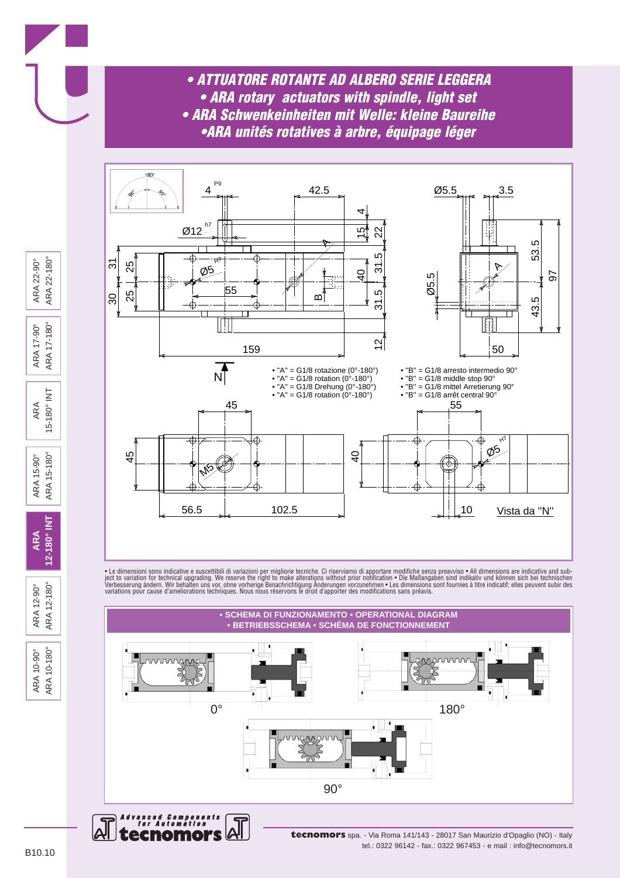# • ATTUATORE ROTANTE AD ALBERO SERIE LEGGERA
# • ARA rotary actuators with spindle, light set
# • ARA Schwenkeinheiten mit Welle: kleine Baureihe
# •ARA unités rotatives à arbre, équipage léger

- "A" = G1/8 rotazione (0°-180°)
- "A" = G1/8 rotation (0°-180°)
- "A" = G1/8 Drehung (0°-180°)
- "A" = G1/8 rotation (0°-180°)

- "B" = G1/8 arresto intermedio 90°
- "B" = G1/8 middle stop 90°
- "B" = G1/8 mittel Arretierung 90°
- "B" = G1/8 arrêt central 90°

Vista da "N"

• Le dimensioni sono indicative e suscettibili di variazioni per migliorie tecniche. Ci riserviamo di apportare modifiche senza preavviso • All dimensions are indicative and subject to variation for technical upgrading. We reserve the right to make alterations without prior notification • Die Maßangaben sind indikativ und können sich bei technischen Verbesserung ändern. Wir behalten uns vor, ohne vorherige Benachrichtigung Änderungen vorzunehmen • Les dimensions sont fournies à titre indicatif; elles peuvent subir des variations pour cause d'ameliorations techniques. Nous nous réservons le droit d'apporter des modifications sans préavis.

## • SCHEMA DI FUNZIONAMENTO • OPERATIONAL DIAGRAM • BETRIEBSSCHEMA • SCHÉMA DE FONCTIONNEMENT

0° 180° 90°

**tecnomors** spa. - Via Roma 141/143 - 28017 San Maurizio d'Opaglio (NO) - Italy
tel.: 0322 96142 - fax.: 0322 967453 - e mail : info@tecnomors.it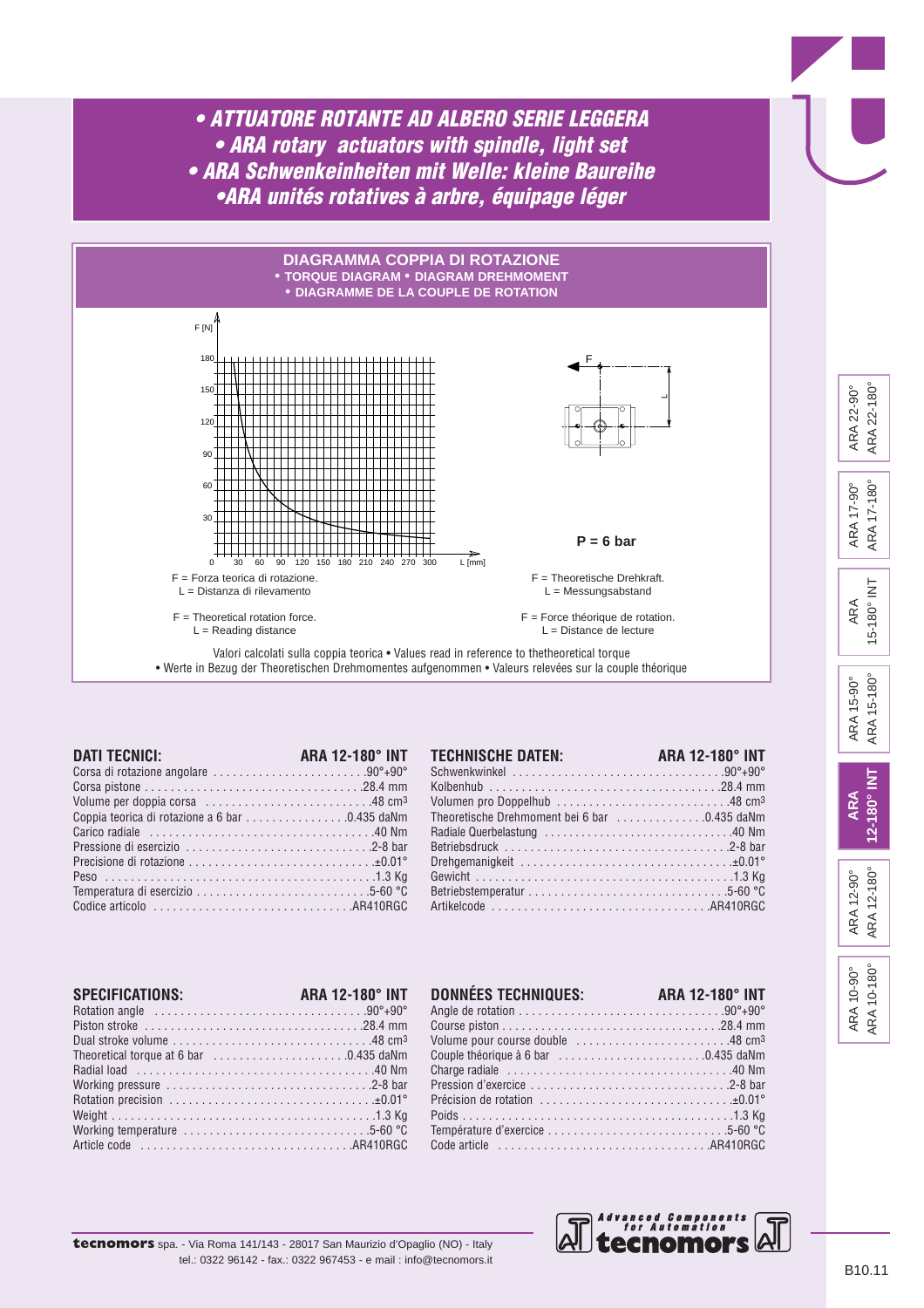# • ATTUATORE ROTANTE AD ALBERO SERIE LEGGERA
# • ARA rotary actuators with spindle, light set
# • ARA Schwenkeinheiten mit Welle: kleine Baureihe
# •ARA unités rotatives à arbre, équipage léger

## DIAGRAMMA COPPIA DI ROTAZIONE
**• TORQUE DIAGRAM • DIAGRAM DREHMOMENT**
**• DIAGRAMME DE LA COUPLE DE ROTATION**

**P = 6 bar**

F = Forza teorica di rotazione.
L = Distanza di rilevamento

F = Theoretische Drehkraft.
L = Messungsabstand

F = Theoretical rotation force.
L = Reading distance

F = Force théorique de rotation.
L = Distance de lecture

Valori calcolati sulla coppia teorica • Values read in reference to thetheoretical torque
• Werte in Bezug der Theoretischen Drehmomentes aufgenommen • Valeurs relevées sur la couple théorique

| DATI TECNICI: | ARA 12-180° INT |
|---|---|
| Corsa di rotazione angolare | 90°+90° |
| Corsa pistone | 28.4 mm |
| Volume per doppia corsa | 48 cm³ |
| Coppia teorica di rotazione a 6 bar | 0.435 daNm |
| Carico radiale | 40 Nm |
| Pressione di esercizio | 2-8 bar |
| Precisione di rotazione | ±0.01° |
| Peso | 1.3 Kg |
| Temperatura di esercizio | 5-60 °C |
| Codice articolo | AR410RGC |

| TECHNISCHE DATEN: | ARA 12-180° INT |
|---|---|
| Schwenkwinkel | 90°+90° |
| Kolbenhub | 28.4 mm |
| Volumen pro Doppelhub | 48 cm³ |
| Theoretische Drehmoment bei 6 bar | 0.435 daNm |
| Radiale Querbelastung | 40 Nm |
| Betriebsdruck | 2-8 bar |
| Drehgemanigkeit | ±0.01° |
| Gewicht | 1.3 Kg |
| Betriebstemperatur | 5-60 °C |
| Artikelcode | AR410RGC |

| SPECIFICATIONS: | ARA 12-180° INT |
|---|---|
| Rotation angle | 90°+90° |
| Piston stroke | 28.4 mm |
| Dual stroke volume | 48 cm³ |
| Theoretical torque at 6 bar | 0.435 daNm |
| Radial load | 40 Nm |
| Working pressure | 2-8 bar |
| Rotation precision | ±0.01° |
| Weight | 1.3 Kg |
| Working temperature | 5-60 °C |
| Article code | AR410RGC |

| DONNÉES TECHNIQUES: | ARA 12-180° INT |
|---|---|
| Angle de rotation | 90°+90° |
| Course piston | 28.4 mm |
| Volume pour course double | 48 cm³ |
| Couple théorique à 6 bar | 0.435 daNm |
| Charge radiale | 40 Nm |
| Pression d'exercice | 2-8 bar |
| Précision de rotation | ±0.01° |
| Poids | 1.3 Kg |
| Température d'exercice | 5-60 °C |
| Code article | AR410RGC |

**tecnomors** spa. - Via Roma 141/143 - 28017 San Maurizio d'Opaglio (NO) - Italy
tel.: 0322 96142 - fax.: 0322 967453 - e mail : info@tecnomors.it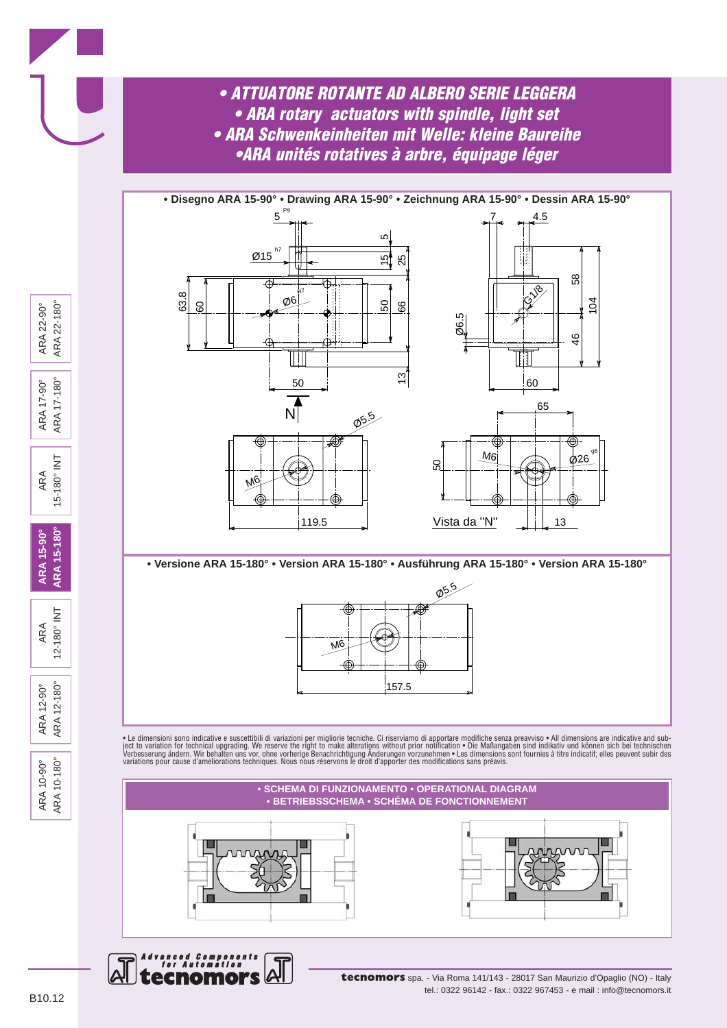# • ATTUATORE ROTANTE AD ALBERO SERIE LEGGERA
# • ARA rotary actuators with spindle, light set
# • ARA Schwenkeinheiten mit Welle: kleine Baureihe
# •ARA unités rotatives à arbre, équipage léger

**• Disegno ARA 15-90° • Drawing ARA 15-90° • Zeichnung ARA 15-90° • Dessin ARA 15-90°**

**• Versione ARA 15-180° • Version ARA 15-180° • Ausführung ARA 15-180° • Version ARA 15-180°**

• Le dimensioni sono indicative e suscettibili di variazioni per migliorie tecniche. Ci riserviamo di apportare modifiche senza preavviso • All dimensions are indicative and subject to variation for technical upgrading. We reserve the right to make alterations without prior notification • Die Maßangaben sind indikativ und können sich bei technischen Verbesserung ändern. Wir behalten uns vor, ohne vorherige Benachrichtigung Änderungen vorzunehmen • Les dimensions sont fournies à titre indicatif; elles peuvent subir des variations pour cause d'ameliorations techniques. Nous nous réservons le droit d'apporter des modifications sans préavis.

**• SCHEMA DI FUNZIONAMENTO • OPERATIONAL DIAGRAM**
**• BETRIEBSSCHEMA • SCHÉMA DE FONCTIONNEMENT**

Advanced Components for Automation
tecnomors

**tecnomors** spa. - Via Roma 141/143 - 28017 San Maurizio d'Opaglio (NO) - Italy
tel.: 0322 96142 - fax.: 0322 967453 - e mail : info@tecnomors.it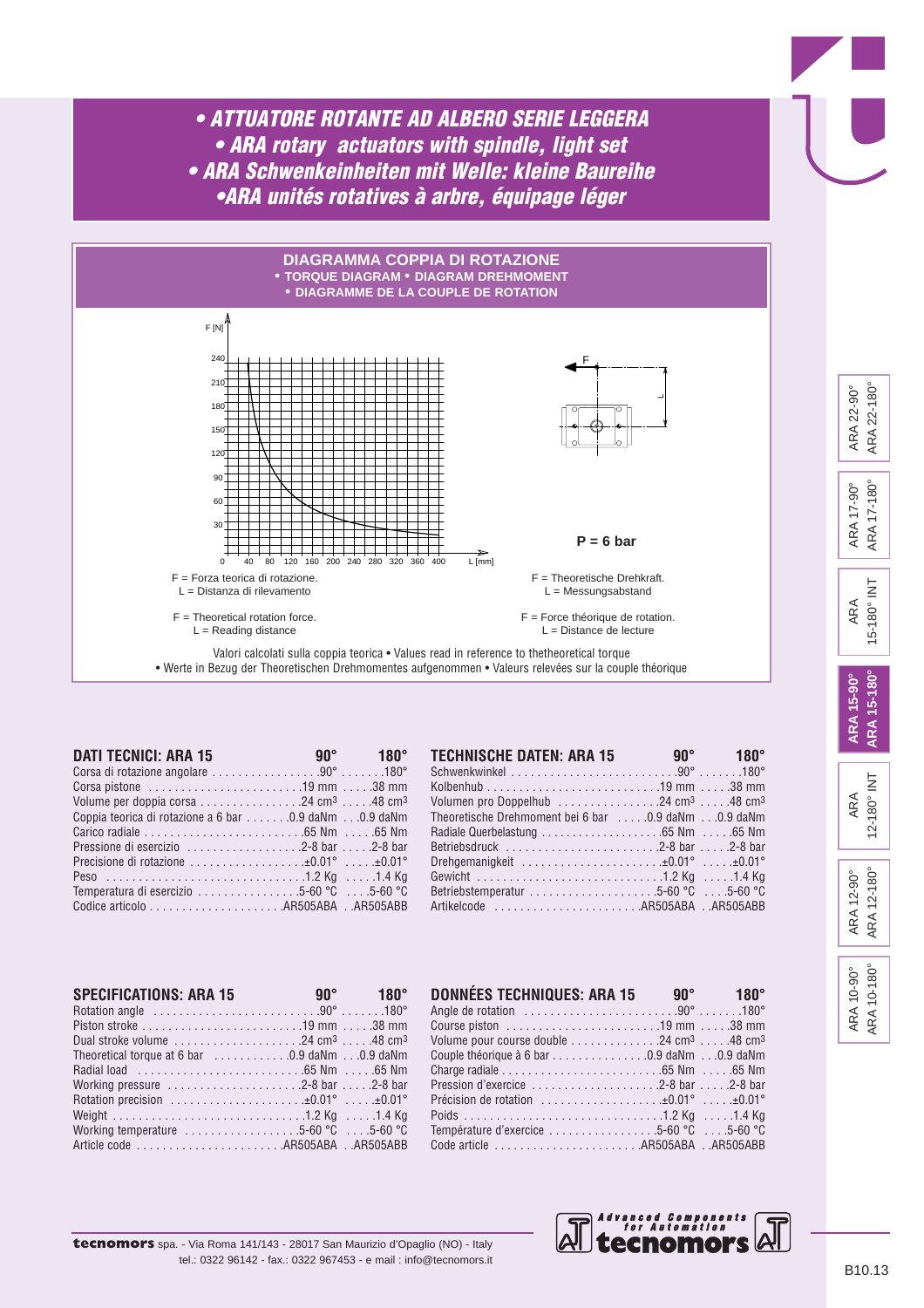# • ATTUATORE ROTANTE AD ALBERO SERIE LEGGERA
# • ARA rotary actuators with spindle, light set
# • ARA Schwenkeinheiten mit Welle: kleine Baureihe
# •ARA unités rotatives à arbre, équipage léger

## DIAGRAMMA COPPIA DI ROTAZIONE
**• TORQUE DIAGRAM • DIAGRAM DREHMOMENT**
**• DIAGRAMME DE LA COUPLE DE ROTATION**

F [N]

240, 210, 180, 150, 120, 90, 60, 30

0, 40, 80, 120, 160, 200, 240, 280, 320, 360, 400 L [mm]

F, L

**P = 6 bar**

F = Forza teorica di rotazione.
L = Distanza di rilevamento

F = Theoretische Drehkraft.
L = Messungsabstand

F = Theoretical rotation force.
L = Reading distance

F = Force théorique de rotation.
L = Distance de lecture

Valori calcolati sulla coppia teorica • Values read in reference to thetheoretical torque
• Werte in Bezug der Theoretischen Drehmomentes aufgenommen • Valeurs relevées sur la couple théorique

| DATI TECNICI: ARA 15 | 90° | 180° |
|---|---|---|
| Corsa di rotazione angolare | 90° | 180° |
| Corsa pistone | 19 mm | 38 mm |
| Volume per doppia corsa | 24 cm³ | 48 cm³ |
| Coppia teorica di rotazione a 6 bar | 0.9 daNm | 0.9 daNm |
| Carico radiale | 65 Nm | 65 Nm |
| Pressione di esercizio | 2-8 bar | 2-8 bar |
| Precisione di rotazione | ±0.01° | ±0.01° |
| Peso | 1.2 Kg | 1.4 Kg |
| Temperatura di esercizio | 5-60 °C | 5-60 °C |
| Codice articolo | AR505ABA | AR505ABB |

| TECHNISCHE DATEN: ARA 15 | 90° | 180° |
|---|---|---|
| Schwenkwinkel | 90° | 180° |
| Kolbenhub | 19 mm | 38 mm |
| Volumen pro Doppelhub | 24 cm³ | 48 cm³ |
| Theoretische Drehmoment bei 6 bar | 0.9 daNm | 0.9 daNm |
| Radiale Querbelastung | 65 Nm | 65 Nm |
| Betriebsdruck | 2-8 bar | 2-8 bar |
| Drehgemanigkeit | ±0.01° | ±0.01° |
| Gewicht | 1.2 Kg | 1.4 Kg |
| Betriebstemperatur | 5-60 °C | 5-60 °C |
| Artikelcode | AR505ABA | AR505ABB |

| SPECIFICATIONS: ARA 15 | 90° | 180° |
|---|---|---|
| Rotation angle | 90° | 180° |
| Piston stroke | 19 mm | 38 mm |
| Dual stroke volume | 24 cm³ | 48 cm³ |
| Theoretical torque at 6 bar | 0.9 daNm | 0.9 daNm |
| Radial load | 65 Nm | 65 Nm |
| Working pressure | 2-8 bar | 2-8 bar |
| Rotation precision | ±0.01° | ±0.01° |
| Weight | 1.2 Kg | 1.4 Kg |
| Working temperature | 5-60 °C | 5-60 °C |
| Article code | AR505ABA | AR505ABB |

| DONNÉES TECHNIQUES: ARA 15 | 90° | 180° |
|---|---|---|
| Angle de rotation | 90° | 180° |
| Course piston | 19 mm | 38 mm |
| Volume pour course double | 24 cm³ | 48 cm³ |
| Couple théorique à 6 bar | 0.9 daNm | 0.9 daNm |
| Charge radiale | 65 Nm | 65 Nm |
| Pression d'exercice | 2-8 bar | 2-8 bar |
| Précision de rotation | ±0.01° | ±0.01° |
| Poids | 1.2 Kg | 1.4 Kg |
| Température d'exercice | 5-60 °C | 5-60 °C |
| Code article | AR505ABA | AR505ABB |

ARA 22-90° ARA 22-180° | ARA 17-90° ARA 17-180° | ARA 15-180° INT | **ARA 15-90° ARA 15-180°** | ARA 12-180° INT | ARA 12-90° ARA 12-180° | ARA 10-90° ARA 10-180°

**tecnomors** spa. - Via Roma 141/143 - 28017 San Maurizio d'Opaglio (NO) - Italy
tel.: 0322 96142 - fax.: 0322 967453 - e mail : info@tecnomors.it

Advanced Components for Automation **tecnomors**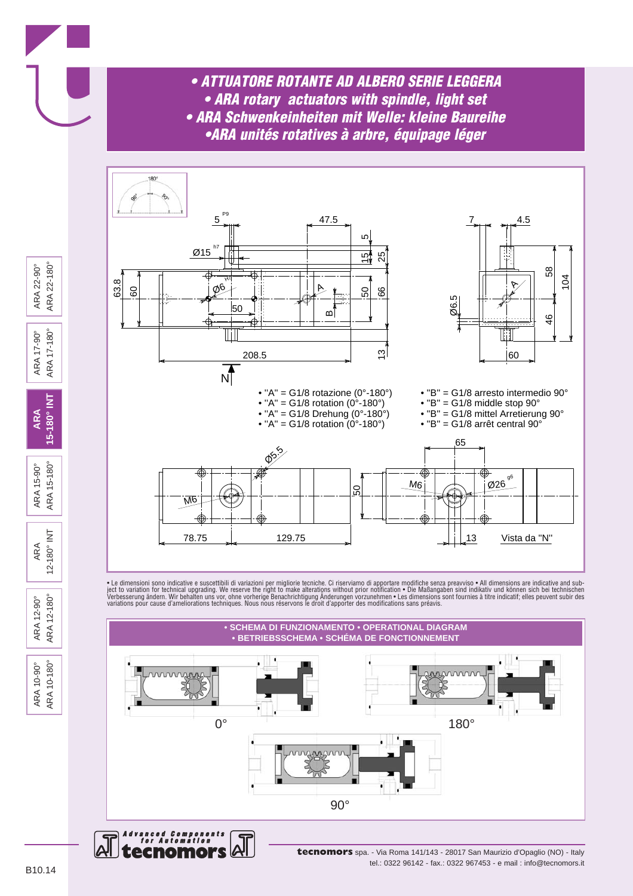# • ATTUATORE ROTANTE AD ALBERO SERIE LEGGERA
# • ARA rotary actuators with spindle, light set
# • ARA Schwenkeinheiten mit Welle: kleine Baureihe
# •ARA unités rotatives à arbre, équipage léger

- "A" = G1/8 rotazione (0°-180°)
- "A" = G1/8 rotation (0°-180°)
- "A" = G1/8 Drehung (0°-180°)
- "A" = G1/8 rotation (0°-180°)

- "B" = G1/8 arresto intermedio 90°
- "B" = G1/8 middle stop 90°
- "B" = G1/8 mittel Arretierung 90°
- "B" = G1/8 arrêt central 90°

Vista da "N"

• Le dimensioni sono indicative e suscettibili di variazioni per migliorie tecniche. Ci riserviamo di apportare modifiche senza preavviso • All dimensions are indicative and subject to variation for technical upgrading. We reserve the right to make alterations without prior notification • Die Maßangaben sind indikativ und können sich bei technischen Verbesserung ändern. Wir behalten uns vor, ohne vorherige Benachrichtigung Änderungen vorzunehmen • Les dimensions sont fournies à titre indicatif; elles peuvent subir des variations pour cause d'ameliorations techniques. Nous nous réservons le droit d'apporter des modifications sans préavis.

## • SCHEMA DI FUNZIONAMENTO • OPERATIONAL DIAGRAM • BETRIEBSSCHEMA • SCHÉMA DE FONCTIONNEMENT

0°

180°

90°

**tecnomors** spa. - Via Roma 141/143 - 28017 San Maurizio d'Opaglio (NO) - Italy
tel.: 0322 96142 - fax.: 0322 967453 - e mail : info@tecnomors.it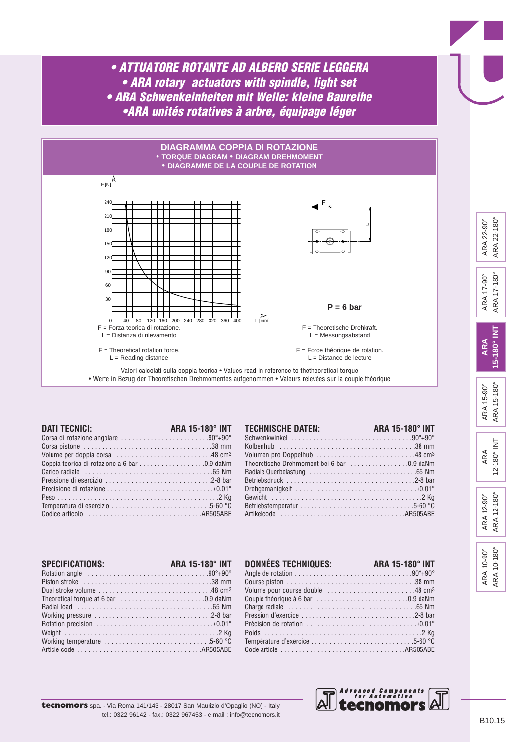# • ATTUATORE ROTANTE AD ALBERO SERIE LEGGERA
# • ARA rotary actuators with spindle, light set
# • ARA Schwenkeinheiten mit Welle: kleine Baureihe
# •ARA unités rotatives à arbre, équipage léger

## DIAGRAMMA COPPIA DI ROTAZIONE
**• TORQUE DIAGRAM • DIAGRAM DREHMOMENT**
**• DIAGRAMME DE LA COUPLE DE ROTATION**

F [N]

240, 210, 180, 150, 120, 90, 60, 30, 0

40, 80, 120, 160, 200, 240, 280, 320, 360, 400 L [mm]

F

L

**P = 6 bar**

F = Forza teorica di rotazione.
L = Distanza di rilevamento

F = Theoretische Drehkraft.
L = Messungsabstand

F = Theoretical rotation force.
L = Reading distance

F = Force théorique de rotation.
L = Distance de lecture

Valori calcolati sulla coppia teorica • Values read in reference to thetheoretical torque
• Werte in Bezug der Theoretischen Drehmomentes aufgenommen • Valeurs relevées sur la couple théorique

| DATI TECNICI: | ARA 15-180° INT |
|---|---|
| Corsa di rotazione angolare | 90°+90° |
| Corsa pistone | 38 mm |
| Volume per doppia corsa | 48 cm³ |
| Coppia teorica di rotazione a 6 bar | 0.9 daNm |
| Carico radiale | 65 Nm |
| Pressione di esercizio | 2-8 bar |
| Precisione di rotazione | ±0.01° |
| Peso | 2 Kg |
| Temperatura di esercizio | 5-60 °C |
| Codice articolo | AR505ABE |

| TECHNISCHE DATEN: | ARA 15-180° INT |
|---|---|
| Schwenkwinkel | 90°+90° |
| Kolbenhub | 38 mm |
| Volumen pro Doppelhub | 48 cm³ |
| Theoretische Drehmoment bei 6 bar | 0.9 daNm |
| Radiale Querbelastung | 65 Nm |
| Betriebsdruck | 2-8 bar |
| Drehgemanigkeit | ±0.01° |
| Gewicht | 2 Kg |
| Betriebstemperatur | 5-60 °C |
| Artikelcode | AR505ABE |

| SPECIFICATIONS: | ARA 15-180° INT |
|---|---|
| Rotation angle | 90°+90° |
| Piston stroke | 38 mm |
| Dual stroke volume | 48 cm³ |
| Theoretical torque at 6 bar | 0.9 daNm |
| Radial load | 65 Nm |
| Working pressure | 2-8 bar |
| Rotation precision | ±0.01° |
| Weight | 2 Kg |
| Working temperature | 5-60 °C |
| Article code | AR505ABE |

| DONNÉES TECHNIQUES: | ARA 15-180° INT |
|---|---|
| Angle de rotation | 90°+90° |
| Course piston | 38 mm |
| Volume pour course double | 48 cm³ |
| Couple théorique à 6 bar | 0.9 daNm |
| Charge radiale | 65 Nm |
| Pression d'exercice | 2-8 bar |
| Précision de rotation | ±0.01° |
| Poids | 2 Kg |
| Température d'exercice | 5-60 °C |
| Code article | AR505ABE |

ARA 22-90° ARA 22-180° | ARA 17-90° ARA 17-180° | **ARA 15-180° INT** | ARA 15-90° ARA 15-180° | ARA 12-180° INT | ARA 12-90° ARA 12-180° | ARA 10-90° ARA 10-180°

**tecnomors** spa. - Via Roma 141/143 - 28017 San Maurizio d'Opaglio (NO) - Italy
tel.: 0322 96142 - fax.: 0322 967453 - e mail : info@tecnomors.it

Advanced Components for Automation **tecnomors**

B10.15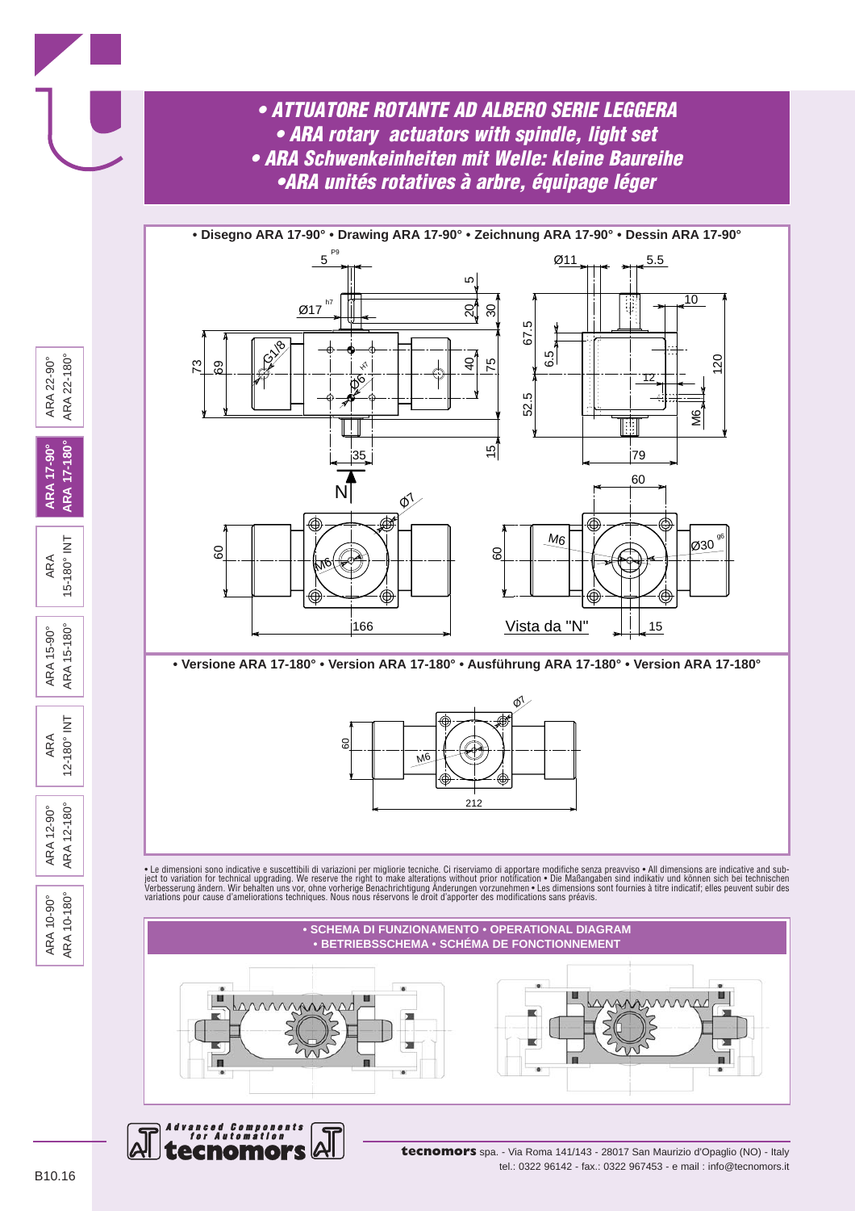# • ATTUATORE ROTANTE AD ALBERO SERIE LEGGERA
# • ARA rotary actuators with spindle, light set
# • ARA Schwenkeinheiten mit Welle: kleine Baureihe
# •ARA unités rotatives à arbre, équipage léger

**• Disegno ARA 17-90° • Drawing ARA 17-90° • Zeichnung ARA 17-90° • Dessin ARA 17-90°**

**• Versione ARA 17-180° • Version ARA 17-180° • Ausführung ARA 17-180° • Version ARA 17-180°**

• Le dimensioni sono indicative e suscettibili di variazioni per migliorie tecniche. Ci riserviamo di apportare modifiche senza preavviso • All dimensions are indicative and subject to variation for technical upgrading. We reserve the right to make alterations without prior notification • Die Maßangaben sind indikativ und können sich bei technischen Verbesserung ändern. Wir behalten uns vor, ohne vorherige Benachrichtigung Änderungen vorzunehmen • Les dimensions sont fournies à titre indicatif; elles peuvent subir des variations pour cause d'ameliorations techniques. Nous nous réservons le droit d'apporter des modifications sans préavis.

**• SCHEMA DI FUNZIONAMENTO • OPERATIONAL DIAGRAM**
**• BETRIEBSSCHEMA • SCHÉMA DE FONCTIONNEMENT**

**tecnomors** spa. - Via Roma 141/143 - 28017 San Maurizio d'Opaglio (NO) - Italy
tel.: 0322 96142 - fax.: 0322 967453 - e mail : info@tecnomors.it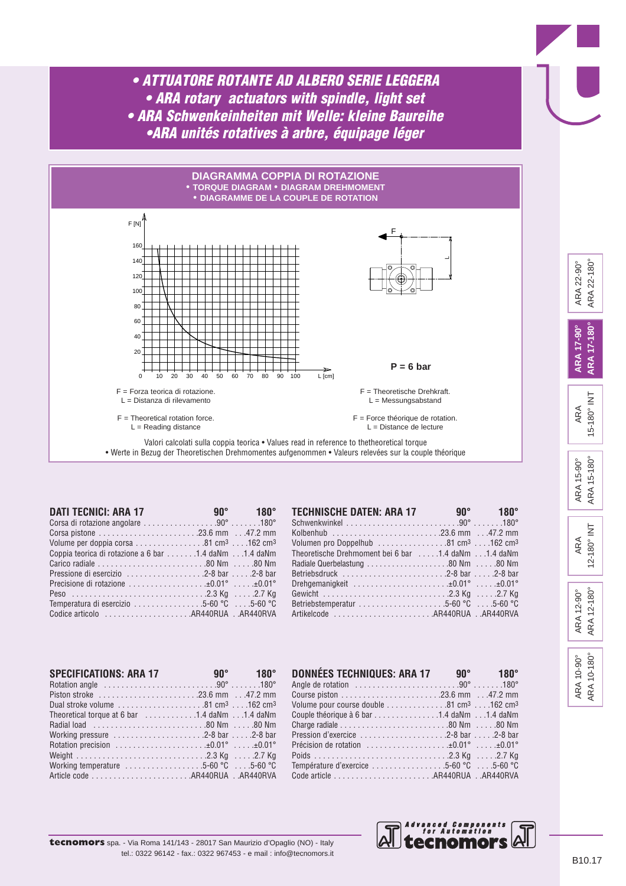# • ATTUATORE ROTANTE AD ALBERO SERIE LEGGERA
# • ARA rotary actuators with spindle, light set
# • ARA Schwenkeinheiten mit Welle: kleine Baureihe
# •ARA unités rotatives à arbre, équipage léger

## DIAGRAMMA COPPIA DI ROTAZIONE
**• TORQUE DIAGRAM • DIAGRAM DREHMOMENT**
**• DIAGRAMME DE LA COUPLE DE ROTATION**

**P = 6 bar**

F = Forza teorica di rotazione.
L = Distanza di rilevamento

F = Theoretical rotation force.
L = Reading distance

F = Theoretische Drehkraft.
L = Messungsabstand

F = Force théorique de rotation.
L = Distance de lecture

Valori calcolati sulla coppia teorica • Values read in reference to thetheoretical torque
• Werte in Bezug der Theoretischen Drehmomentes aufgenommen • Valeurs relevées sur la couple théorique

| DATI TECNICI: ARA 17 | 90° | 180° |
|---|---|---|
| Corsa di rotazione angolare | 90° | 180° |
| Corsa pistone | 23.6 mm | 47.2 mm |
| Volume per doppia corsa | 81 cm³ | 162 cm³ |
| Coppia teorica di rotazione a 6 bar | 1.4 daNm | 1.4 daNm |
| Carico radiale | 80 Nm | 80 Nm |
| Pressione di esercizio | 2-8 bar | 2-8 bar |
| Precisione di rotazione | ±0.01° | ±0.01° |
| Peso | 2.3 Kg | 2.7 Kg |
| Temperatura di esercizio | 5-60 °C | 5-60 °C |
| Codice articolo | AR440RUA | AR440RVA |

| TECHNISCHE DATEN: ARA 17 | 90° | 180° |
|---|---|---|
| Schwenkwinkel | 90° | 180° |
| Kolbenhub | 23.6 mm | 47.2 mm |
| Volumen pro Doppelhub | 81 cm³ | 162 cm³ |
| Theoretische Drehmoment bei 6 bar | 1.4 daNm | 1.4 daNm |
| Radiale Querbelastung | 80 Nm | 80 Nm |
| Betriebsdruck | 2-8 bar | 2-8 bar |
| Drehgemanigkeit | ±0.01° | ±0.01° |
| Gewicht | 2.3 Kg | 2.7 Kg |
| Betriebstemperatur | 5-60 °C | 5-60 °C |
| Artikelcode | AR440RUA | AR440RVA |

| SPECIFICATIONS: ARA 17 | 90° | 180° |
|---|---|---|
| Rotation angle | 90° | 180° |
| Piston stroke | 23.6 mm | 47.2 mm |
| Dual stroke volume | 81 cm³ | 162 cm³ |
| Theoretical torque at 6 bar | 1.4 daNm | 1.4 daNm |
| Radial load | 80 Nm | 80 Nm |
| Working pressure | 2-8 bar | 2-8 bar |
| Rotation precision | ±0.01° | ±0.01° |
| Weight | 2.3 Kg | 2.7 Kg |
| Working temperature | 5-60 °C | 5-60 °C |
| Article code | AR440RUA | AR440RVA |

| DONNÉES TECHNIQUES: ARA 17 | 90° | 180° |
|---|---|---|
| Angle de rotation | 90° | 180° |
| Course piston | 23.6 mm | 47.2 mm |
| Volume pour course double | 81 cm³ | 162 cm³ |
| Couple théorique à 6 bar | 1.4 daNm | 1.4 daNm |
| Charge radiale | 80 Nm | 80 Nm |
| Pression d'exercice | 2-8 bar | 2-8 bar |
| Précision de rotation | ±0.01° | ±0.01° |
| Poids | 2.3 Kg | 2.7 Kg |
| Température d'exercice | 5-60 °C | 5-60 °C |
| Code article | AR440RUA | AR440RVA |

**tecnomors** spa. - Via Roma 141/143 - 28017 San Maurizio d'Opaglio (NO) - Italy
tel.: 0322 96142 - fax.: 0322 967453 - e mail : info@tecnomors.it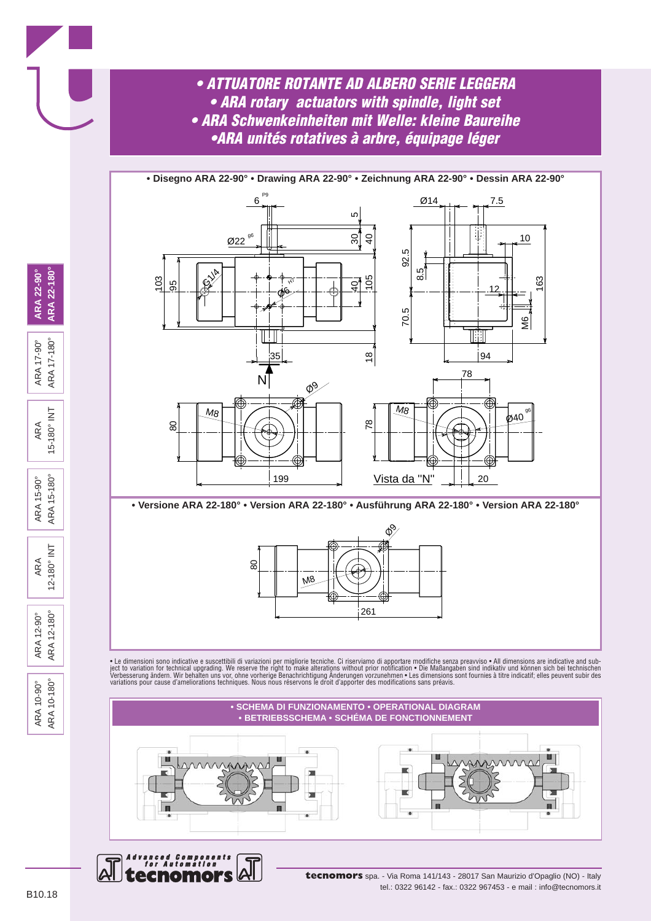# • ATTUATORE ROTANTE AD ALBERO SERIE LEGGERA
# • ARA rotary actuators with spindle, light set
# • ARA Schwenkeinheiten mit Welle: kleine Baureihe
# •ARA unités rotatives à arbre, équipage léger

**• Disegno ARA 22-90° • Drawing ARA 22-90° • Zeichnung ARA 22-90° • Dessin ARA 22-90°**

6 P9 · Ø22 g6 · 5 · 30 · 40 · 103 · 95 · G1/4 · Ø6 H7 · 40 · 105 · 35 · 18 · N · Ø14 · 7.5 · 10 · 92.5 · 8.5 · 12 · 163 · 70.5 · M6 · 94 · Ø9 · 78 · 80 · M8 · 199 · 78 · M8 · Ø40 g6 · Vista da "N" · 20

**• Versione ARA 22-180° • Version ARA 22-180° • Ausführung ARA 22-180° • Version ARA 22-180°**

Ø9 · 80 · M8 · 261

• Le dimensioni sono indicative e suscettibili di variazioni per migliorie tecniche. Ci riserviamo di apportare modifiche senza preavviso • All dimensions are indicative and subject to variation for technical upgrading. We reserve the right to make alterations without prior notification • Die Maßangaben sind indikativ und können sich bei technischen Verbesserung ändern. Wir behalten uns vor, ohne vorherige Benachrichtigung Änderungen vorzunehmen • Les dimensions sont fournies à titre indicatif; elles peuvent subir des variations pour cause d'ameliorations techniques. Nous nous réservons le droit d'apporter des modifications sans préavis.

**• SCHEMA DI FUNZIONAMENTO • OPERATIONAL DIAGRAM**
**• BETRIEBSSCHEMA • SCHÉMA DE FONCTIONNEMENT**

Advanced Components for Automation **tecnomors**

**tecnomors** spa. - Via Roma 141/143 - 28017 San Maurizio d'Opaglio (NO) - Italy
tel.: 0322 96142 - fax.: 0322 967453 - e mail : info@tecnomors.it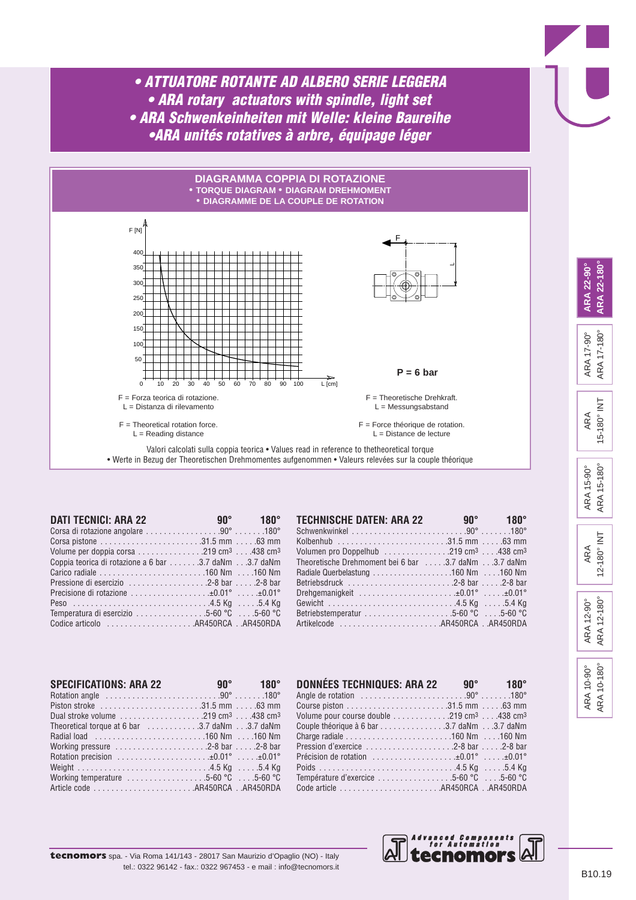# • ATTUATORE ROTANTE AD ALBERO SERIE LEGGERA
# • ARA rotary actuators with spindle, light set
# • ARA Schwenkeinheiten mit Welle: kleine Baureihe
# •ARA unités rotatives à arbre, équipage léger

## DIAGRAMMA COPPIA DI ROTAZIONE
**• TORQUE DIAGRAM • DIAGRAM DREHMOMENT**
**• DIAGRAMME DE LA COUPLE DE ROTATION**

F [N]

L [cm]

**P = 6 bar**

F = Forza teorica di rotazione.
L = Distanza di rilevamento

F = Theoretical rotation force.
L = Reading distance

F = Theoretische Drehkraft.
L = Messungsabstand

F = Force théorique de rotation.
L = Distance de lecture

Valori calcolati sulla coppia teorica • Values read in reference to thetheoretical torque
• Werte in Bezug der Theoretischen Drehmomentes aufgenommen • Valeurs relevées sur la couple théorique

| DATI TECNICI: ARA 22 | 90° | 180° |
|---|---|---|
| Corsa di rotazione angolare | 90° | 180° |
| Corsa pistone | 31.5 mm | 63 mm |
| Volume per doppia corsa | 219 cm³ | 438 cm³ |
| Coppia teorica di rotazione a 6 bar | 3.7 daNm | 3.7 daNm |
| Carico radiale | 160 Nm | 160 Nm |
| Pressione di esercizio | 2-8 bar | 2-8 bar |
| Precisione di rotazione | ±0.01° | ±0.01° |
| Peso | 4.5 Kg | 5.4 Kg |
| Temperatura di esercizio | 5-60 °C | 5-60 °C |
| Codice articolo | AR450RCA | AR450RDA |

| TECHNISCHE DATEN: ARA 22 | 90° | 180° |
|---|---|---|
| Schwenkwinkel | 90° | 180° |
| Kolbenhub | 31.5 mm | 63 mm |
| Volumen pro Doppelhub | 219 cm³ | 438 cm³ |
| Theoretische Drehmoment bei 6 bar | 3.7 daNm | 3.7 daNm |
| Radiale Querbelastung | 160 Nm | 160 Nm |
| Betriebsdruck | 2-8 bar | 2-8 bar |
| Drehgemanigkeit | ±0.01° | ±0.01° |
| Gewicht | 4.5 Kg | 5.4 Kg |
| Betriebstemperatur | 5-60 °C | 5-60 °C |
| Artikelcode | AR450RCA | AR450RDA |

| SPECIFICATIONS: ARA 22 | 90° | 180° |
|---|---|---|
| Rotation angle | 90° | 180° |
| Piston stroke | 31.5 mm | 63 mm |
| Dual stroke volume | 219 cm³ | 438 cm³ |
| Theoretical torque at 6 bar | 3.7 daNm | 3.7 daNm |
| Radial load | 160 Nm | 160 Nm |
| Working pressure | 2-8 bar | 2-8 bar |
| Rotation precision | ±0.01° | ±0.01° |
| Weight | 4.5 Kg | 5.4 Kg |
| Working temperature | 5-60 °C | 5-60 °C |
| Article code | AR450RCA | AR450RDA |

| DONNÉES TECHNIQUES: ARA 22 | 90° | 180° |
|---|---|---|
| Angle de rotation | 90° | 180° |
| Course piston | 31.5 mm | 63 mm |
| Volume pour course double | 219 cm³ | 438 cm³ |
| Couple théorique à 6 bar | 3.7 daNm | 3.7 daNm |
| Charge radiale | 160 Nm | 160 Nm |
| Pression d'exercice | 2-8 bar | 2-8 bar |
| Précision de rotation | ±0.01° | ±0.01° |
| Poids | 4.5 Kg | 5.4 Kg |
| Température d'exercice | 5-60 °C | 5-60 °C |
| Code article | AR450RCA | AR450RDA |

**tecnomors** spa. - Via Roma 141/143 - 28017 San Maurizio d'Opaglio (NO) - Italy
tel.: 0322 96142 - fax.: 0322 967453 - e mail : info@tecnomors.it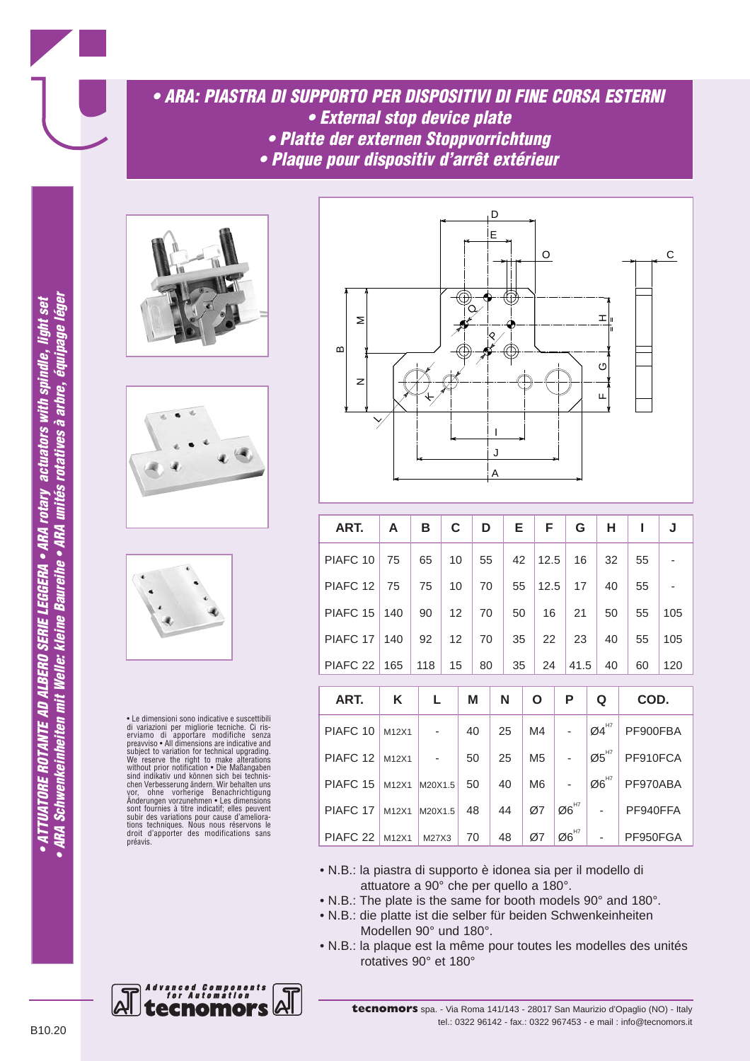# • ARA: PIASTRA DI SUPPORTO PER DISPOSITIVI DI FINE CORSA ESTERNI
## • External stop device plate
## • Platte der externen Stoppvorrichtung
## • Plaque pour dispositiv d'arrêt extérieur

*• ATTUATORE ROTANTE AD ALBERO SERIE LEGGERA • ARA rotary actuators with spindle, light set*
*• ARA Schwenkeinheiten mit Welle: kleine Baureihe • ARA unités rotatives à arbre, équipage léger*

| ART. | A | B | C | D | E | F | G | H | I | J |
|---|---|---|---|---|---|---|---|---|---|---|
| PIAFC 10 | 75 | 65 | 10 | 55 | 42 | 12.5 | 16 | 32 | 55 | - |
| PIAFC 12 | 75 | 75 | 10 | 70 | 55 | 12.5 | 17 | 40 | 55 | - |
| PIAFC 15 | 140 | 90 | 12 | 70 | 50 | 16 | 21 | 50 | 55 | 105 |
| PIAFC 17 | 140 | 92 | 12 | 70 | 35 | 22 | 23 | 40 | 55 | 105 |
| PIAFC 22 | 165 | 118 | 15 | 80 | 35 | 24 | 41.5 | 40 | 60 | 120 |

| ART. | K | L | M | N | O | P | Q | COD. |
|---|---|---|---|---|---|---|---|---|
| PIAFC 10 | M12X1 | - | 40 | 25 | M4 | - | Ø4 H7 | PF900FBA |
| PIAFC 12 | M12X1 | - | 50 | 25 | M5 | - | Ø5 H7 | PF910FCA |
| PIAFC 15 | M12X1 | M20X1.5 | 50 | 40 | M6 | - | Ø6 H7 | PF970ABA |
| PIAFC 17 | M12X1 | M20X1.5 | 48 | 44 | Ø7 | Ø6 H7 | - | PF940FFA |
| PIAFC 22 | M12X1 | M27X3 | 70 | 48 | Ø7 | Ø6 H7 | - | PF950FGA |

• Le dimensioni sono indicative e suscettibili di variazioni per migliorie tecniche. Ci riserviamo di apportare modifiche senza preavviso • All dimensions are indicative and subject to variation for technical upgrading. We reserve the right to make alterations without prior notification • Die Maßangaben sind indikativ und können sich bei technischen Verbesserung ändern. Wir behalten uns vor, ohne vorherige Benachrichtigung Änderungen vorzunehmen • Les dimensions sont fournies à titre indicatif; elles peuvent subir des variations pour cause d'ameliorations techniques. Nous nous réservons le droit d'apporter des modifications sans préavis.

• N.B.: la piastra di supporto è idonea sia per il modello di attuatore a 90° che per quello a 180°.
• N.B.: The plate is the same for booth models 90° and 180°.
• N.B.: die platte ist die selber für beiden Schwenkeinheiten Modellen 90° und 180°.
• N.B.: la plaque est la même pour toutes les modelles des unités rotatives 90° et 180°

**tecnomors** spa. - Via Roma 141/143 - 28017 San Maurizio d'Opaglio (NO) - Italy
tel.: 0322 96142 - fax.: 0322 967453 - e mail : info@tecnomors.it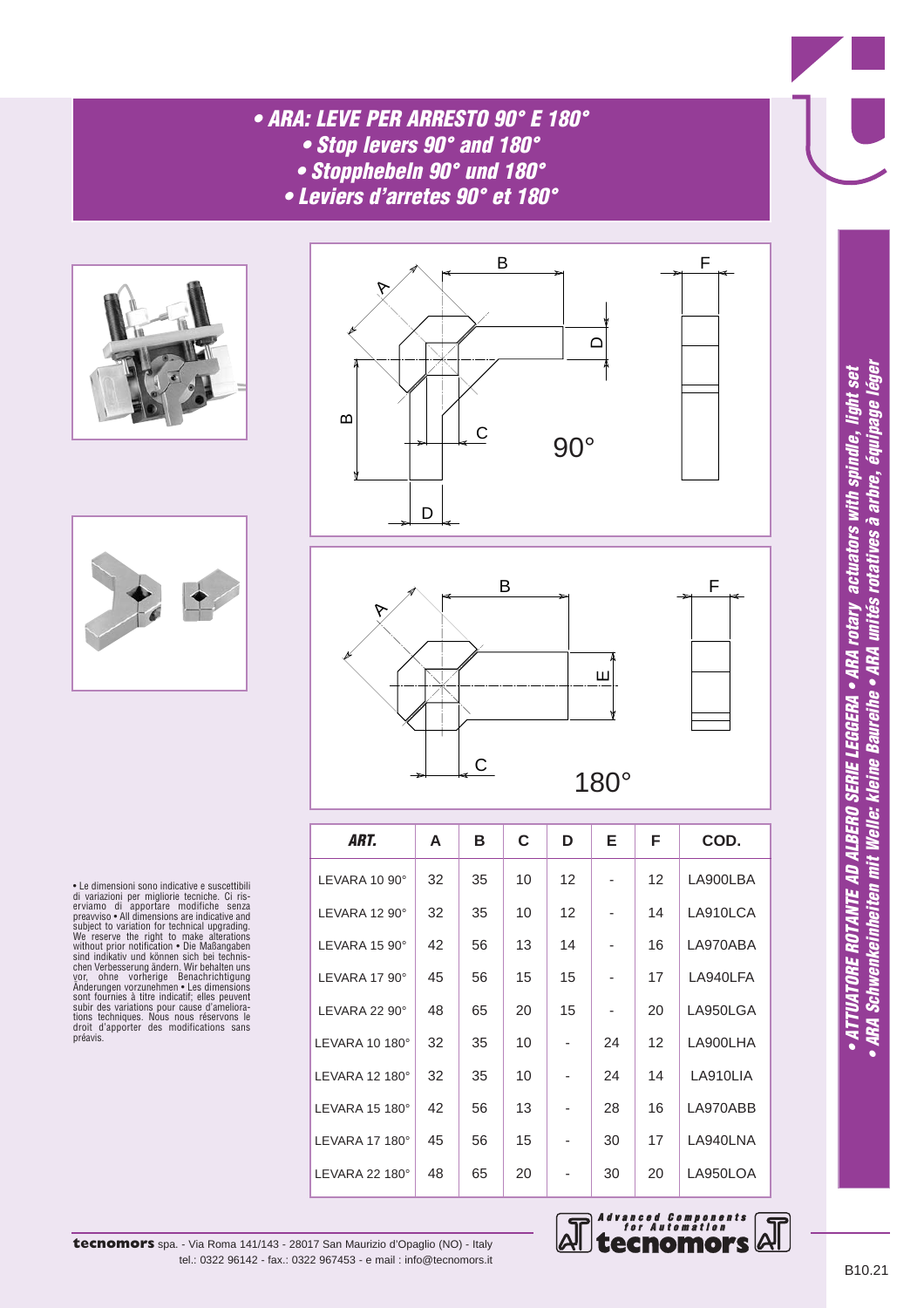# • ARA: LEVE PER ARRESTO 90° E 180°
## • Stop levers 90° and 180°
## • Stopphebeln 90° und 180°
## • Leviers d'arretes 90° et 180°

| ART. | A | B | C | D | E | F | COD. |
|---|---|---|---|---|---|---|---|
| LEVARA 10 90° | 32 | 35 | 10 | 12 | - | 12 | LA900LBA |
| LEVARA 12 90° | 32 | 35 | 10 | 12 | - | 14 | LA910LCA |
| LEVARA 15 90° | 42 | 56 | 13 | 14 | - | 16 | LA970ABA |
| LEVARA 17 90° | 45 | 56 | 15 | 15 | - | 17 | LA940LFA |
| LEVARA 22 90° | 48 | 65 | 20 | 15 | - | 20 | LA950LGA |
| LEVARA 10 180° | 32 | 35 | 10 | - | 24 | 12 | LA900LHA |
| LEVARA 12 180° | 32 | 35 | 10 | - | 24 | 14 | LA910LIA |
| LEVARA 15 180° | 42 | 56 | 13 | - | 28 | 16 | LA970ABB |
| LEVARA 17 180° | 45 | 56 | 15 | - | 30 | 17 | LA940LNA |
| LEVARA 22 180° | 48 | 65 | 20 | - | 30 | 20 | LA950LOA |

• Le dimensioni sono indicative e suscettibili di variazioni per migliorie tecniche. Ci riserviamo di apportare modifiche senza preavviso • All dimensions are indicative and subject to variation for technical upgrading. We reserve the right to make alterations without prior notification • Die Maßangaben sind indikativ und können sich bei technischen Verbesserung ändern. Wir behalten uns vor, ohne vorherige Benachrichtigung Änderungen vorzunehmen • Les dimensions sont fournies à titre indicatif; elles peuvent subir des variations pour cause d'ameliorations techniques. Nous nous réservons le droit d'apporter des modifications sans préavis.

• ATTUATORE ROTANTE AD ALBERO SERIE LEGGERA • ARA rotary actuators with spindle, light set
• ARA Schwenkeinheiten mit Welle: kleine Baureihe • ARA unités rotatives à arbre, équipage léger

**tecnomors** spa. - Via Roma 141/143 - 28017 San Maurizio d'Opaglio (NO) - Italy
tel.: 0322 96142 - fax.: 0322 967453 - e mail : info@tecnomors.it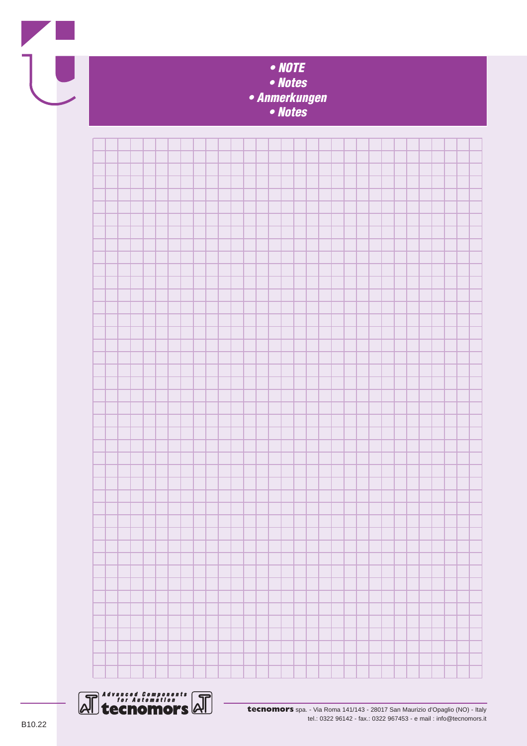# • NOTE
# • Notes
# • Anmerkungen
# • Notes

Advanced Components for Automation
**tecnomors**

**tecnomors** spa. - Via Roma 141/143 - 28017 San Maurizio d'Opaglio (NO) - Italy
tel.: 0322 96142 - fax.: 0322 967453 - e mail : info@tecnomors.it

B10.22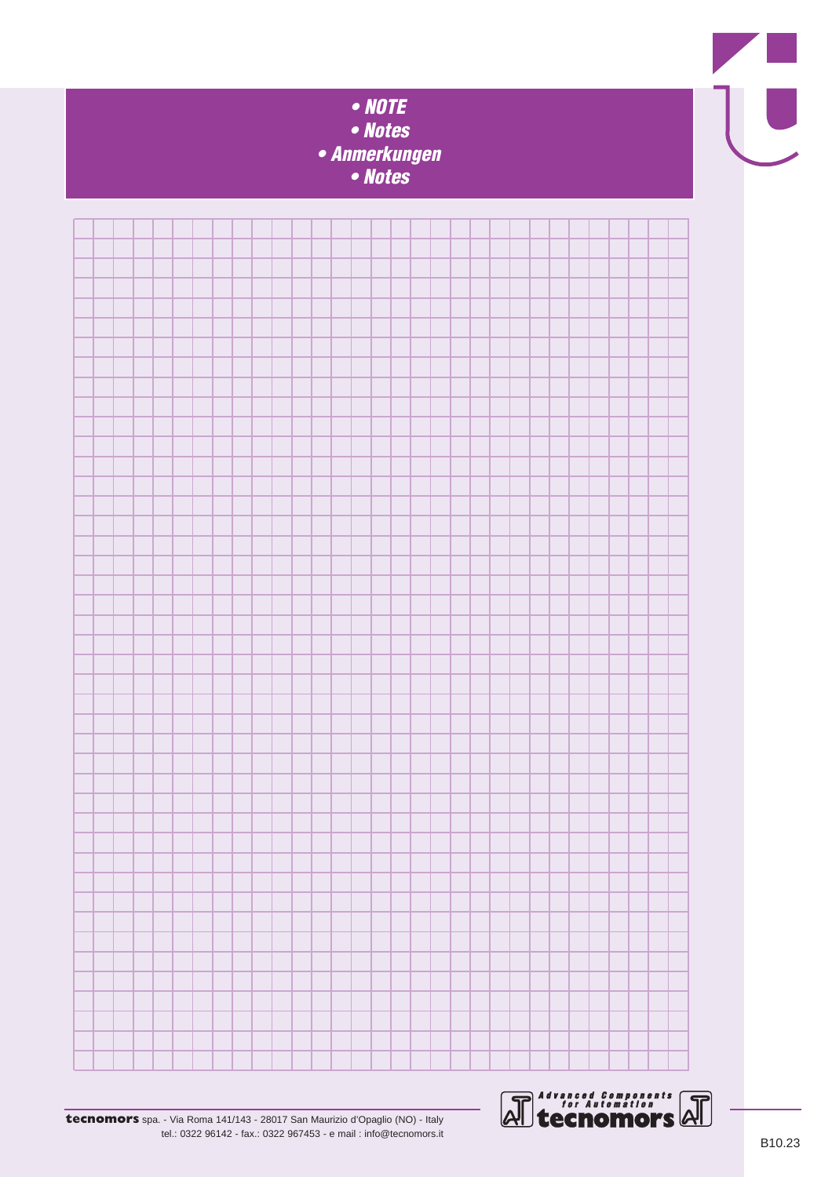# • NOTE
# • Notes
# • Anmerkungen
# • Notes

**tecnomors** spa. - Via Roma 141/143 - 28017 San Maurizio d'Opaglio (NO) - Italy
tel.: 0322 96142 - fax.: 0322 967453 - e mail : info@tecnomors.it

Advanced Components for Automation tecnomors

B10.23